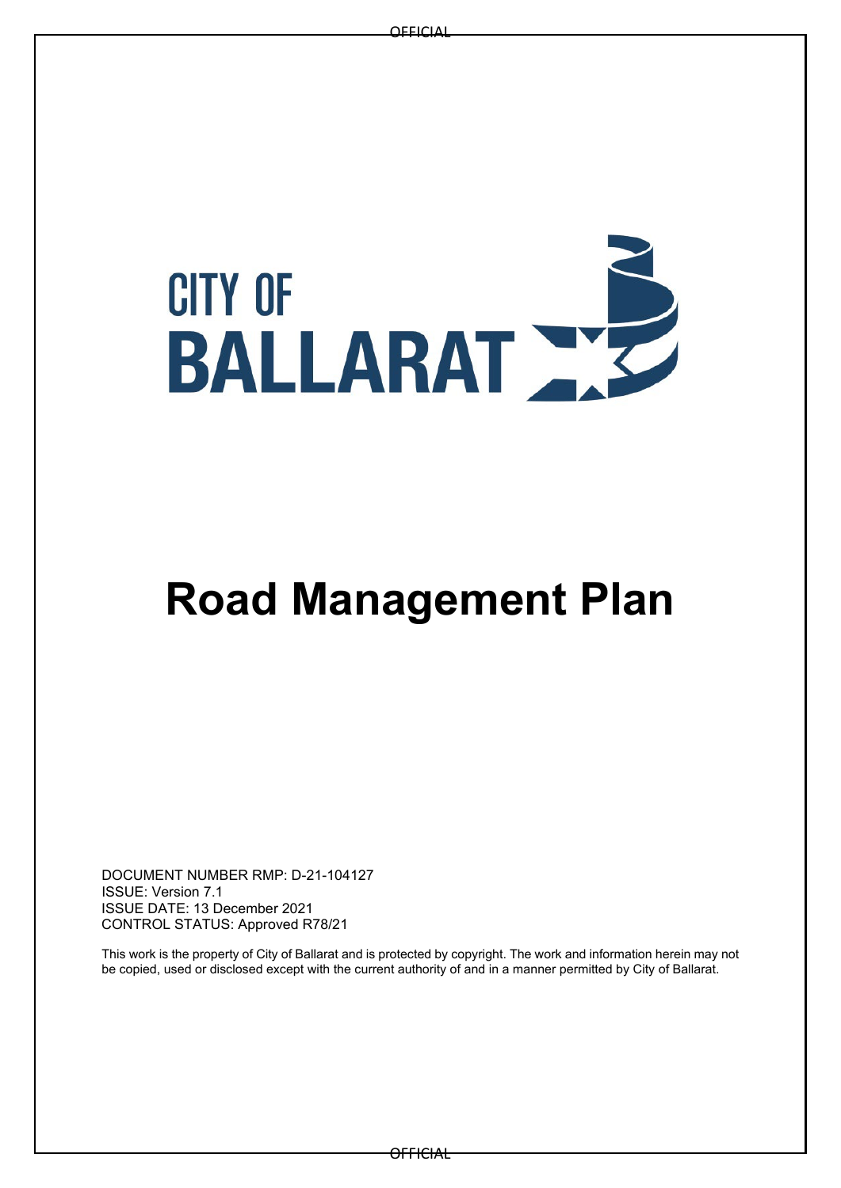CITY OF BALLARAT

# Road Management Plan

DOCUMENT NUMBER RMP: D-21-104127
ISSUE: Version 7.1
ISSUE DATE: 13 December 2021
CONTROL STATUS: Approved R78/21

This work is the property of City of Ballarat and is protected by copyright. The work and information herein may not be copied, used or disclosed except with the current authority of and in a manner permitted by City of Ballarat.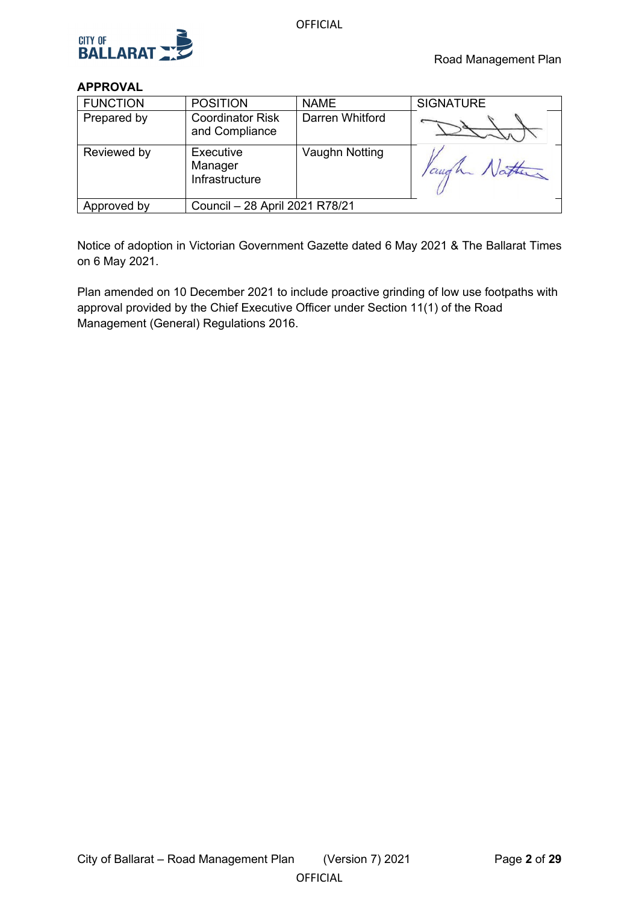## APPROVAL

| FUNCTION | POSITION | NAME | SIGNATURE |
|---|---|---|---|
| Prepared by | Coordinator Risk and Compliance | Darren Whitford | |
| Reviewed by | Executive Manager Infrastructure | Vaughn Notting | |
| Approved by | Council – 28 April 2021 R78/21 | | |

Notice of adoption in Victorian Government Gazette dated 6 May 2021 & The Ballarat Times on 6 May 2021.

Plan amended on 10 December 2021 to include proactive grinding of low use footpaths with approval provided by the Chief Executive Officer under Section 11(1) of the Road Management (General) Regulations 2016.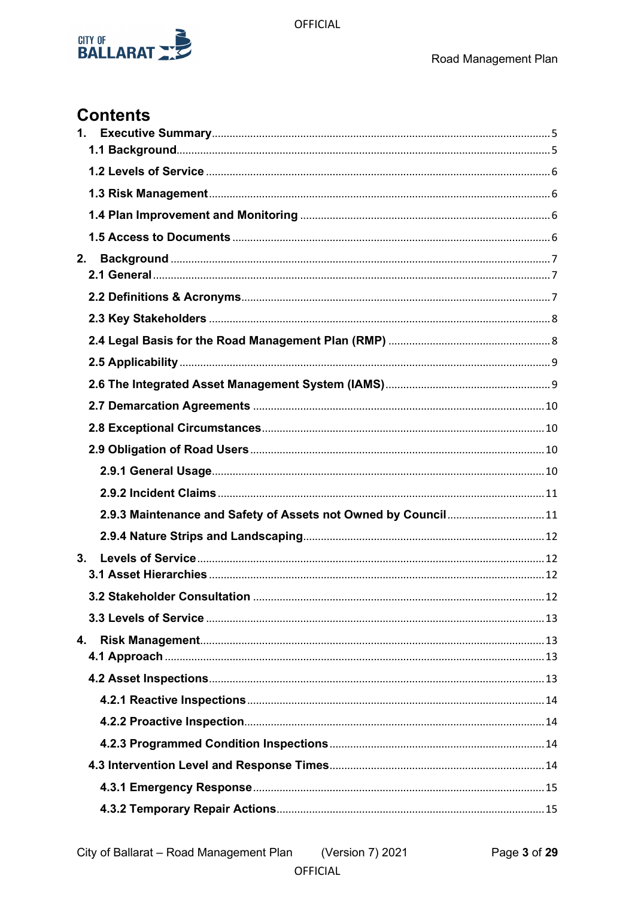# Contents

1. **Executive Summary** .......... 5
   - **1.1 Background** .......... 5
   - **1.2 Levels of Service** .......... 6
   - **1.3 Risk Management** .......... 6
   - **1.4 Plan Improvement and Monitoring** .......... 6
   - **1.5 Access to Documents** .......... 6
2. **Background** .......... 7
   - **2.1 General** .......... 7
   - **2.2 Definitions & Acronyms** .......... 7
   - **2.3 Key Stakeholders** .......... 8
   - **2.4 Legal Basis for the Road Management Plan (RMP)** .......... 8
   - **2.5 Applicability** .......... 9
   - **2.6 The Integrated Asset Management System (IAMS)** .......... 9
   - **2.7 Demarcation Agreements** .......... 10
   - **2.8 Exceptional Circumstances** .......... 10
   - **2.9 Obligation of Road Users** .......... 10
     - **2.9.1 General Usage** .......... 10
     - **2.9.2 Incident Claims** .......... 11
     - **2.9.3 Maintenance and Safety of Assets not Owned by Council** .......... 11
     - **2.9.4 Nature Strips and Landscaping** .......... 12
3. **Levels of Service** .......... 12
   - **3.1 Asset Hierarchies** .......... 12
   - **3.2 Stakeholder Consultation** .......... 12
   - **3.3 Levels of Service** .......... 13
4. **Risk Management** .......... 13
   - **4.1 Approach** .......... 13
   - **4.2 Asset Inspections** .......... 13
     - **4.2.1 Reactive Inspections** .......... 14
     - **4.2.2 Proactive Inspection** .......... 14
     - **4.2.3 Programmed Condition Inspections** .......... 14
   - **4.3 Intervention Level and Response Times** .......... 14
     - **4.3.1 Emergency Response** .......... 15
     - **4.3.2 Temporary Repair Actions** .......... 15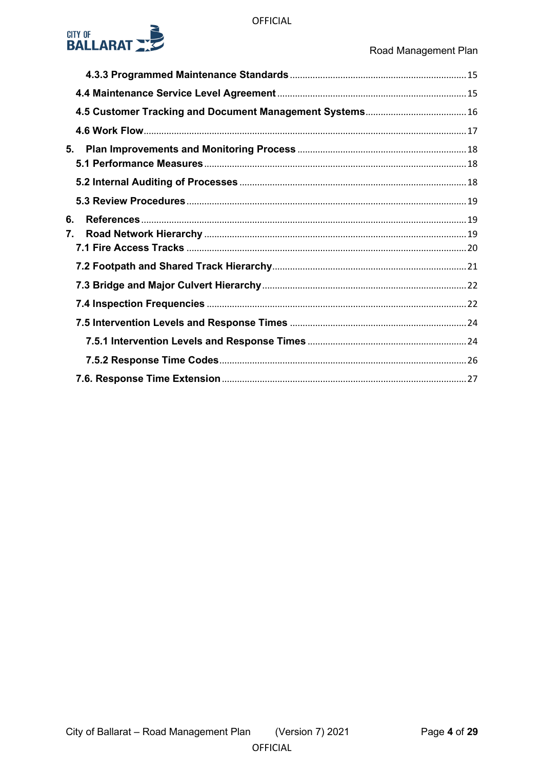4.3.3 Programmed Maintenance Standards ..... 15

4.4 Maintenance Service Level Agreement ..... 15

4.5 Customer Tracking and Document Management Systems ..... 16

4.6 Work Flow ..... 17

5. Plan Improvements and Monitoring Process ..... 18

5.1 Performance Measures ..... 18

5.2 Internal Auditing of Processes ..... 18

5.3 Review Procedures ..... 19

6. References ..... 19

7. Road Network Hierarchy ..... 19

7.1 Fire Access Tracks ..... 20

7.2 Footpath and Shared Track Hierarchy ..... 21

7.3 Bridge and Major Culvert Hierarchy ..... 22

7.4 Inspection Frequencies ..... 22

7.5 Intervention Levels and Response Times ..... 24

7.5.1 Intervention Levels and Response Times ..... 24

7.5.2 Response Time Codes ..... 26

7.6. Response Time Extension ..... 27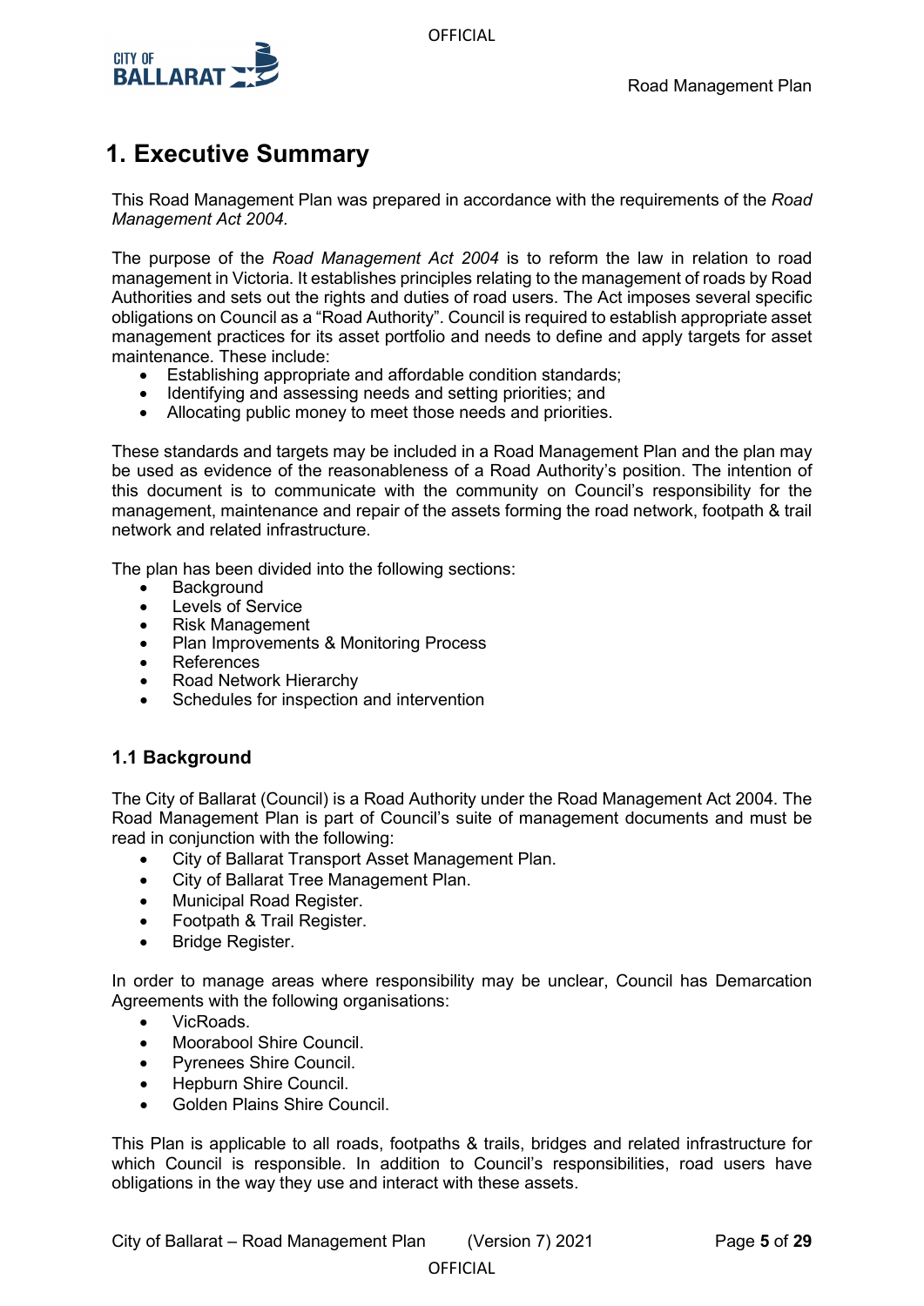# 1. Executive Summary

This Road Management Plan was prepared in accordance with the requirements of the *Road Management Act 2004.*

The purpose of the *Road Management Act 2004* is to reform the law in relation to road management in Victoria. It establishes principles relating to the management of roads by Road Authorities and sets out the rights and duties of road users. The Act imposes several specific obligations on Council as a "Road Authority". Council is required to establish appropriate asset management practices for its asset portfolio and needs to define and apply targets for asset maintenance. These include:

- Establishing appropriate and affordable condition standards;
- Identifying and assessing needs and setting priorities; and
- Allocating public money to meet those needs and priorities.

These standards and targets may be included in a Road Management Plan and the plan may be used as evidence of the reasonableness of a Road Authority's position. The intention of this document is to communicate with the community on Council's responsibility for the management, maintenance and repair of the assets forming the road network, footpath & trail network and related infrastructure.

The plan has been divided into the following sections:

- Background
- Levels of Service
- Risk Management
- Plan Improvements & Monitoring Process
- References
- Road Network Hierarchy
- Schedules for inspection and intervention

## 1.1 Background

The City of Ballarat (Council) is a Road Authority under the Road Management Act 2004. The Road Management Plan is part of Council's suite of management documents and must be read in conjunction with the following:

- City of Ballarat Transport Asset Management Plan.
- City of Ballarat Tree Management Plan.
- Municipal Road Register.
- Footpath & Trail Register.
- Bridge Register.

In order to manage areas where responsibility may be unclear, Council has Demarcation Agreements with the following organisations:

- VicRoads.
- Moorabool Shire Council.
- Pyrenees Shire Council.
- Hepburn Shire Council.
- Golden Plains Shire Council.

This Plan is applicable to all roads, footpaths & trails, bridges and related infrastructure for which Council is responsible. In addition to Council's responsibilities, road users have obligations in the way they use and interact with these assets.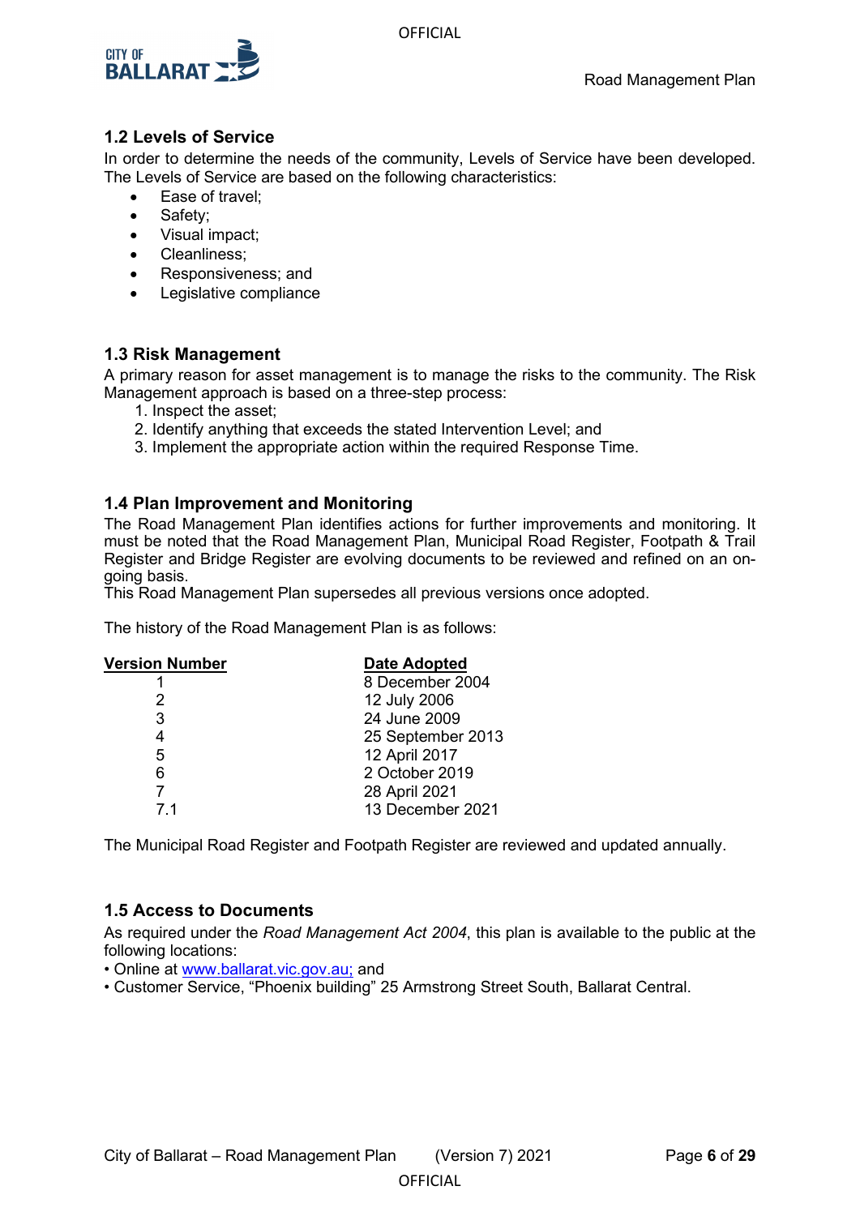## 1.2 Levels of Service

In order to determine the needs of the community, Levels of Service have been developed. The Levels of Service are based on the following characteristics:

- Ease of travel;
- Safety;
- Visual impact;
- Cleanliness;
- Responsiveness; and
- Legislative compliance

## 1.3 Risk Management

A primary reason for asset management is to manage the risks to the community. The Risk Management approach is based on a three-step process:

1. Inspect the asset;
2. Identify anything that exceeds the stated Intervention Level; and
3. Implement the appropriate action within the required Response Time.

## 1.4 Plan Improvement and Monitoring

The Road Management Plan identifies actions for further improvements and monitoring. It must be noted that the Road Management Plan, Municipal Road Register, Footpath & Trail Register and Bridge Register are evolving documents to be reviewed and refined on an on-going basis.

This Road Management Plan supersedes all previous versions once adopted.

The history of the Road Management Plan is as follows:

| Version Number | Date Adopted |
|---|---|
| 1 | 8 December 2004 |
| 2 | 12 July 2006 |
| 3 | 24 June 2009 |
| 4 | 25 September 2013 |
| 5 | 12 April 2017 |
| 6 | 2 October 2019 |
| 7 | 28 April 2021 |
| 7.1 | 13 December 2021 |

The Municipal Road Register and Footpath Register are reviewed and updated annually.

## 1.5 Access to Documents

As required under the *Road Management Act 2004*, this plan is available to the public at the following locations:

- Online at www.ballarat.vic.gov.au; and
- Customer Service, "Phoenix building" 25 Armstrong Street South, Ballarat Central.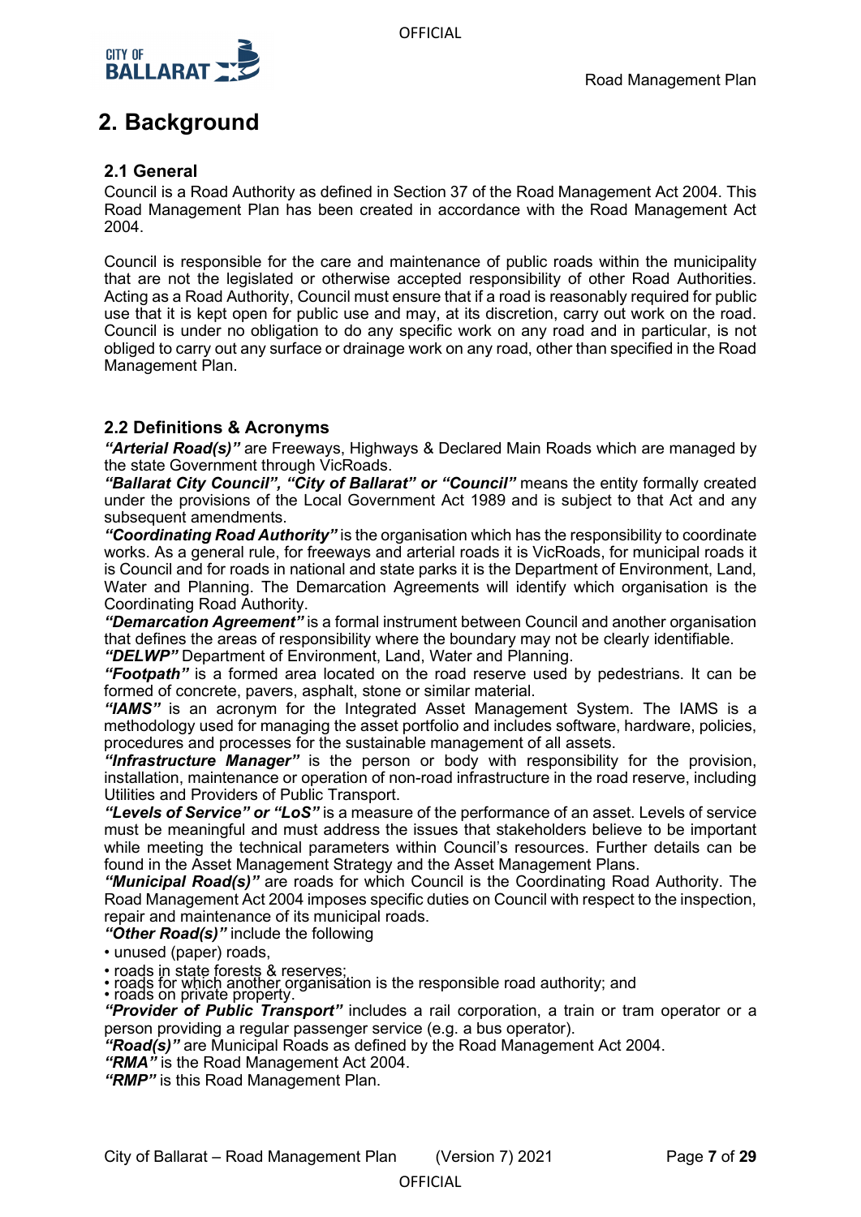# 2. Background

## 2.1 General

Council is a Road Authority as defined in Section 37 of the Road Management Act 2004. This Road Management Plan has been created in accordance with the Road Management Act 2004.

Council is responsible for the care and maintenance of public roads within the municipality that are not the legislated or otherwise accepted responsibility of other Road Authorities. Acting as a Road Authority, Council must ensure that if a road is reasonably required for public use that it is kept open for public use and may, at its discretion, carry out work on the road. Council is under no obligation to do any specific work on any road and in particular, is not obliged to carry out any surface or drainage work on any road, other than specified in the Road Management Plan.

## 2.2 Definitions & Acronyms

***"Arterial Road(s)"*** are Freeways, Highways & Declared Main Roads which are managed by the state Government through VicRoads.

***"Ballarat City Council", "City of Ballarat" or "Council"*** means the entity formally created under the provisions of the Local Government Act 1989 and is subject to that Act and any subsequent amendments.

***"Coordinating Road Authority"*** is the organisation which has the responsibility to coordinate works. As a general rule, for freeways and arterial roads it is VicRoads, for municipal roads it is Council and for roads in national and state parks it is the Department of Environment, Land, Water and Planning. The Demarcation Agreements will identify which organisation is the Coordinating Road Authority.

***"Demarcation Agreement"*** is a formal instrument between Council and another organisation that defines the areas of responsibility where the boundary may not be clearly identifiable.

***"DELWP"*** Department of Environment, Land, Water and Planning.

***"Footpath"*** is a formed area located on the road reserve used by pedestrians. It can be formed of concrete, pavers, asphalt, stone or similar material.

***"IAMS"*** is an acronym for the Integrated Asset Management System. The IAMS is a methodology used for managing the asset portfolio and includes software, hardware, policies, procedures and processes for the sustainable management of all assets.

***"Infrastructure Manager"*** is the person or body with responsibility for the provision, installation, maintenance or operation of non-road infrastructure in the road reserve, including Utilities and Providers of Public Transport.

***"Levels of Service" or "LoS"*** is a measure of the performance of an asset. Levels of service must be meaningful and must address the issues that stakeholders believe to be important while meeting the technical parameters within Council's resources. Further details can be found in the Asset Management Strategy and the Asset Management Plans.

***"Municipal Road(s)"*** are roads for which Council is the Coordinating Road Authority. The Road Management Act 2004 imposes specific duties on Council with respect to the inspection, repair and maintenance of its municipal roads.

***"Other Road(s)"*** include the following

- unused (paper) roads,
- roads in state forests & reserves;
- roads for which another organisation is the responsible road authority; and
- roads on private property.

***"Provider of Public Transport"*** includes a rail corporation, a train or tram operator or a person providing a regular passenger service (e.g. a bus operator).

***"Road(s)"*** are Municipal Roads as defined by the Road Management Act 2004.

***"RMA"*** is the Road Management Act 2004.

***"RMP"*** is this Road Management Plan.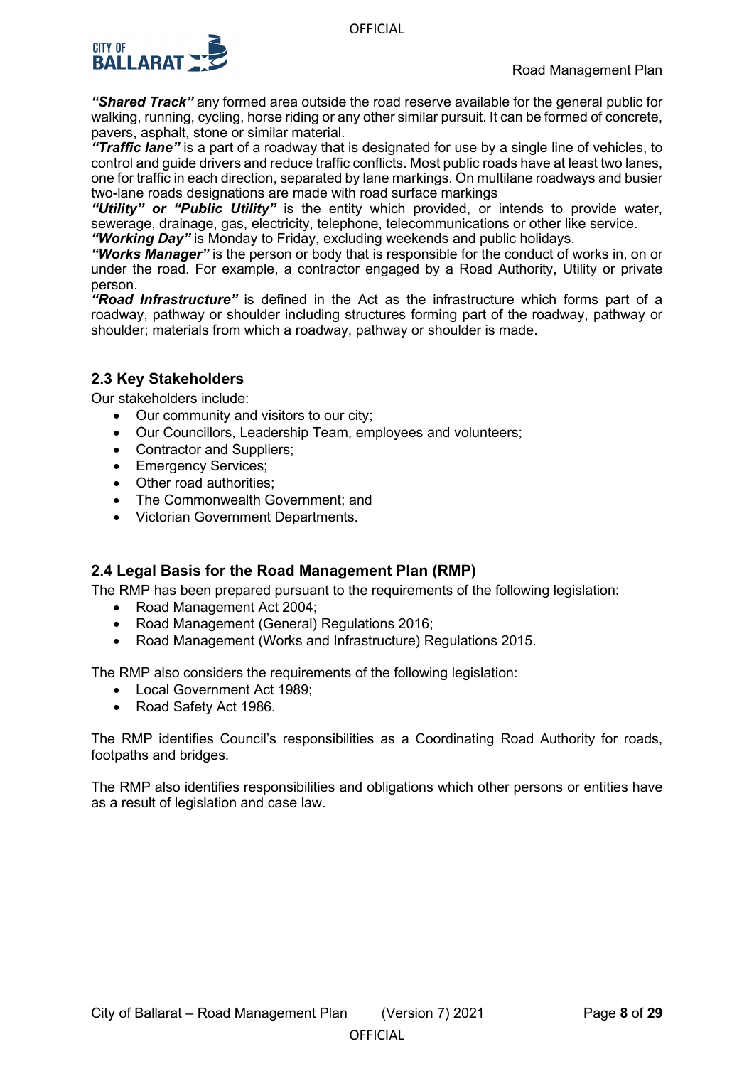***"Shared Track"*** any formed area outside the road reserve available for the general public for walking, running, cycling, horse riding or any other similar pursuit. It can be formed of concrete, pavers, asphalt, stone or similar material.
***"Traffic lane"*** is a part of a roadway that is designated for use by a single line of vehicles, to control and guide drivers and reduce traffic conflicts. Most public roads have at least two lanes, one for traffic in each direction, separated by lane markings. On multilane roadways and busier two-lane roads designations are made with road surface markings
***"Utility" or "Public Utility"*** is the entity which provided, or intends to provide water, sewerage, drainage, gas, electricity, telephone, telecommunications or other like service.
***"Working Day"*** is Monday to Friday, excluding weekends and public holidays.
***"Works Manager"*** is the person or body that is responsible for the conduct of works in, on or under the road. For example, a contractor engaged by a Road Authority, Utility or private person.
***"Road Infrastructure"*** is defined in the Act as the infrastructure which forms part of a roadway, pathway or shoulder including structures forming part of the roadway, pathway or shoulder; materials from which a roadway, pathway or shoulder is made.

## 2.3 Key Stakeholders

Our stakeholders include:

- Our community and visitors to our city;
- Our Councillors, Leadership Team, employees and volunteers;
- Contractor and Suppliers;
- Emergency Services;
- Other road authorities;
- The Commonwealth Government; and
- Victorian Government Departments.

## 2.4 Legal Basis for the Road Management Plan (RMP)

The RMP has been prepared pursuant to the requirements of the following legislation:

- Road Management Act 2004;
- Road Management (General) Regulations 2016;
- Road Management (Works and Infrastructure) Regulations 2015.

The RMP also considers the requirements of the following legislation:

- Local Government Act 1989;
- Road Safety Act 1986.

The RMP identifies Council's responsibilities as a Coordinating Road Authority for roads, footpaths and bridges.

The RMP also identifies responsibilities and obligations which other persons or entities have as a result of legislation and case law.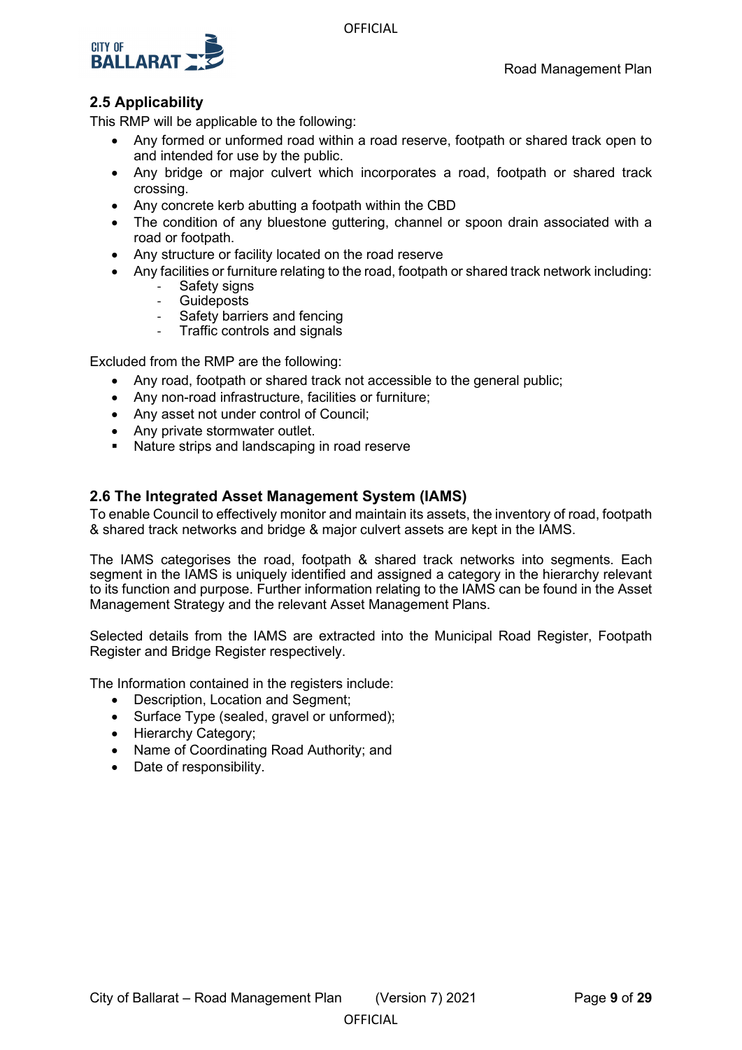## 2.5 Applicability

This RMP will be applicable to the following:

- Any formed or unformed road within a road reserve, footpath or shared track open to and intended for use by the public.
- Any bridge or major culvert which incorporates a road, footpath or shared track crossing.
- Any concrete kerb abutting a footpath within the CBD
- The condition of any bluestone guttering, channel or spoon drain associated with a road or footpath.
- Any structure or facility located on the road reserve
- Any facilities or furniture relating to the road, footpath or shared track network including:
  - Safety signs
  - Guideposts
  - Safety barriers and fencing
  - Traffic controls and signals

Excluded from the RMP are the following:

- Any road, footpath or shared track not accessible to the general public;
- Any non-road infrastructure, facilities or furniture;
- Any asset not under control of Council;
- Any private stormwater outlet.
- Nature strips and landscaping in road reserve

## 2.6 The Integrated Asset Management System (IAMS)

To enable Council to effectively monitor and maintain its assets, the inventory of road, footpath & shared track networks and bridge & major culvert assets are kept in the IAMS.

The IAMS categorises the road, footpath & shared track networks into segments. Each segment in the IAMS is uniquely identified and assigned a category in the hierarchy relevant to its function and purpose. Further information relating to the IAMS can be found in the Asset Management Strategy and the relevant Asset Management Plans.

Selected details from the IAMS are extracted into the Municipal Road Register, Footpath Register and Bridge Register respectively.

The Information contained in the registers include:

- Description, Location and Segment;
- Surface Type (sealed, gravel or unformed);
- Hierarchy Category;
- Name of Coordinating Road Authority; and
- Date of responsibility.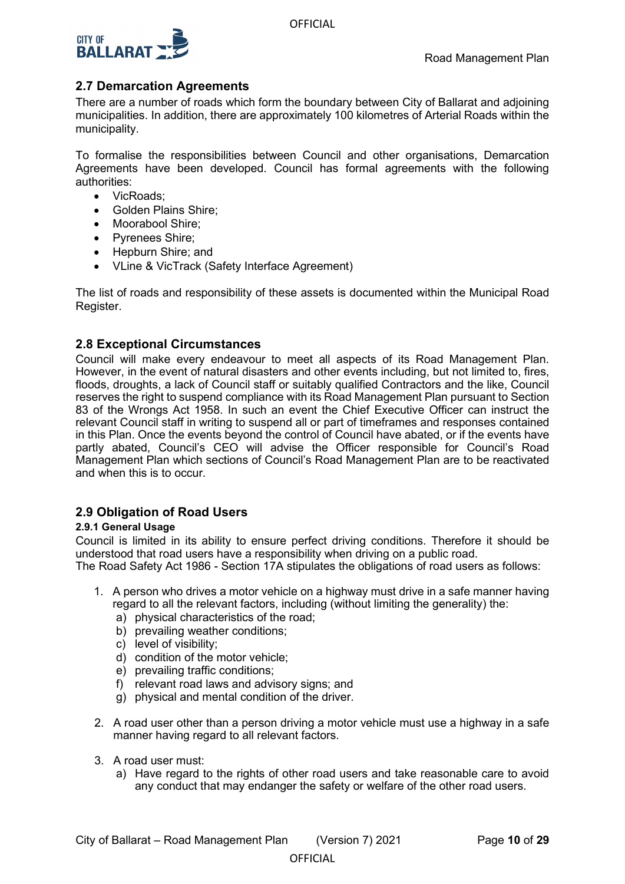## 2.7 Demarcation Agreements

There are a number of roads which form the boundary between City of Ballarat and adjoining municipalities. In addition, there are approximately 100 kilometres of Arterial Roads within the municipality.

To formalise the responsibilities between Council and other organisations, Demarcation Agreements have been developed. Council has formal agreements with the following authorities:

- VicRoads;
- Golden Plains Shire;
- Moorabool Shire;
- Pyrenees Shire;
- Hepburn Shire; and
- VLine & VicTrack (Safety Interface Agreement)

The list of roads and responsibility of these assets is documented within the Municipal Road Register.

## 2.8 Exceptional Circumstances

Council will make every endeavour to meet all aspects of its Road Management Plan. However, in the event of natural disasters and other events including, but not limited to, fires, floods, droughts, a lack of Council staff or suitably qualified Contractors and the like, Council reserves the right to suspend compliance with its Road Management Plan pursuant to Section 83 of the Wrongs Act 1958. In such an event the Chief Executive Officer can instruct the relevant Council staff in writing to suspend all or part of timeframes and responses contained in this Plan. Once the events beyond the control of Council have abated, or if the events have partly abated, Council's CEO will advise the Officer responsible for Council's Road Management Plan which sections of Council's Road Management Plan are to be reactivated and when this is to occur.

## 2.9 Obligation of Road Users

### 2.9.1 General Usage

Council is limited in its ability to ensure perfect driving conditions. Therefore it should be understood that road users have a responsibility when driving on a public road.
The Road Safety Act 1986 - Section 17A stipulates the obligations of road users as follows:

1. A person who drives a motor vehicle on a highway must drive in a safe manner having regard to all the relevant factors, including (without limiting the generality) the:
   a) physical characteristics of the road;
   b) prevailing weather conditions;
   c) level of visibility;
   d) condition of the motor vehicle;
   e) prevailing traffic conditions;
   f) relevant road laws and advisory signs; and
   g) physical and mental condition of the driver.

2. A road user other than a person driving a motor vehicle must use a highway in a safe manner having regard to all relevant factors.

3. A road user must:
   a) Have regard to the rights of other road users and take reasonable care to avoid any conduct that may endanger the safety or welfare of the other road users.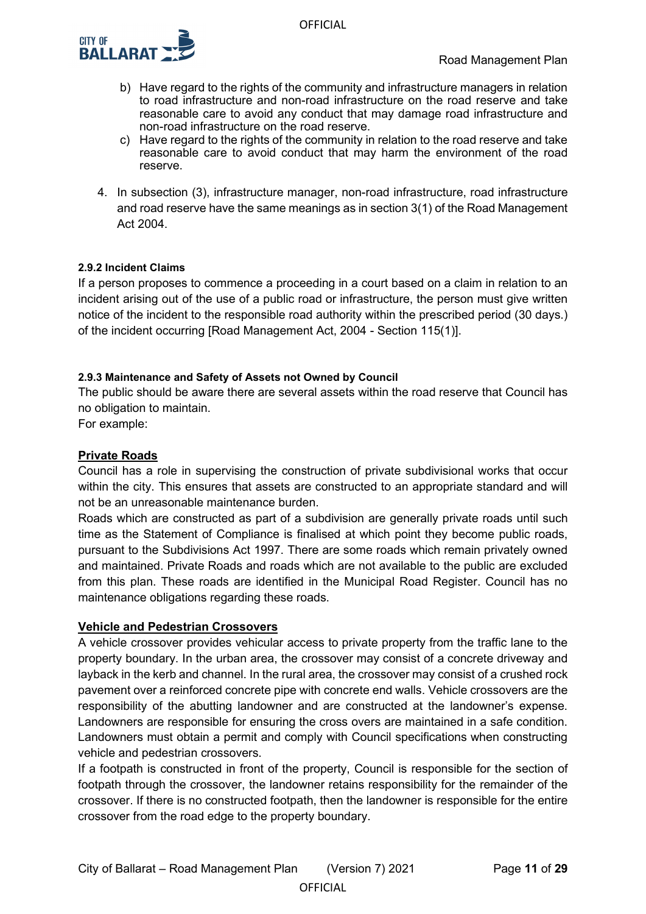b) Have regard to the rights of the community and infrastructure managers in relation to road infrastructure and non-road infrastructure on the road reserve and take reasonable care to avoid any conduct that may damage road infrastructure and non-road infrastructure on the road reserve.
c) Have regard to the rights of the community in relation to the road reserve and take reasonable care to avoid conduct that may harm the environment of the road reserve.

4. In subsection (3), infrastructure manager, non-road infrastructure, road infrastructure and road reserve have the same meanings as in section 3(1) of the Road Management Act 2004.

#### 2.9.2 Incident Claims

If a person proposes to commence a proceeding in a court based on a claim in relation to an incident arising out of the use of a public road or infrastructure, the person must give written notice of the incident to the responsible road authority within the prescribed period (30 days.) of the incident occurring [Road Management Act, 2004 - Section 115(1)].

#### 2.9.3 Maintenance and Safety of Assets not Owned by Council

The public should be aware there are several assets within the road reserve that Council has no obligation to maintain.
For example:

**Private Roads**

Council has a role in supervising the construction of private subdivisional works that occur within the city. This ensures that assets are constructed to an appropriate standard and will not be an unreasonable maintenance burden.
Roads which are constructed as part of a subdivision are generally private roads until such time as the Statement of Compliance is finalised at which point they become public roads, pursuant to the Subdivisions Act 1997. There are some roads which remain privately owned and maintained. Private Roads and roads which are not available to the public are excluded from this plan. These roads are identified in the Municipal Road Register. Council has no maintenance obligations regarding these roads.

**Vehicle and Pedestrian Crossovers**

A vehicle crossover provides vehicular access to private property from the traffic lane to the property boundary. In the urban area, the crossover may consist of a concrete driveway and layback in the kerb and channel. In the rural area, the crossover may consist of a crushed rock pavement over a reinforced concrete pipe with concrete end walls. Vehicle crossovers are the responsibility of the abutting landowner and are constructed at the landowner's expense. Landowners are responsible for ensuring the cross overs are maintained in a safe condition. Landowners must obtain a permit and comply with Council specifications when constructing vehicle and pedestrian crossovers.
If a footpath is constructed in front of the property, Council is responsible for the section of footpath through the crossover, the landowner retains responsibility for the remainder of the crossover. If there is no constructed footpath, then the landowner is responsible for the entire crossover from the road edge to the property boundary.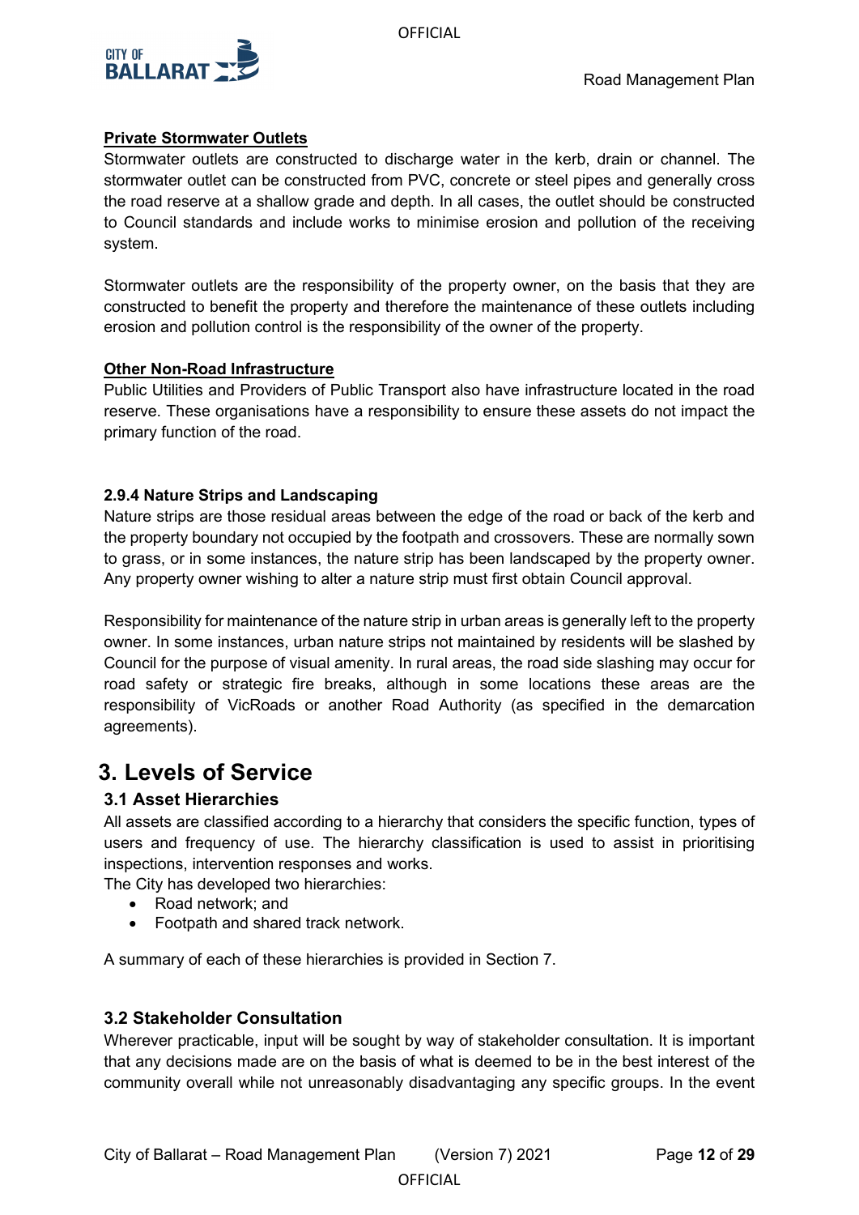**Private Stormwater Outlets**

Stormwater outlets are constructed to discharge water in the kerb, drain or channel. The stormwater outlet can be constructed from PVC, concrete or steel pipes and generally cross the road reserve at a shallow grade and depth. In all cases, the outlet should be constructed to Council standards and include works to minimise erosion and pollution of the receiving system.

Stormwater outlets are the responsibility of the property owner, on the basis that they are constructed to benefit the property and therefore the maintenance of these outlets including erosion and pollution control is the responsibility of the owner of the property.

**Other Non-Road Infrastructure**

Public Utilities and Providers of Public Transport also have infrastructure located in the road reserve. These organisations have a responsibility to ensure these assets do not impact the primary function of the road.

#### 2.9.4 Nature Strips and Landscaping

Nature strips are those residual areas between the edge of the road or back of the kerb and the property boundary not occupied by the footpath and crossovers. These are normally sown to grass, or in some instances, the nature strip has been landscaped by the property owner. Any property owner wishing to alter a nature strip must first obtain Council approval.

Responsibility for maintenance of the nature strip in urban areas is generally left to the property owner. In some instances, urban nature strips not maintained by residents will be slashed by Council for the purpose of visual amenity. In rural areas, the road side slashing may occur for road safety or strategic fire breaks, although in some locations these areas are the responsibility of VicRoads or another Road Authority (as specified in the demarcation agreements).

# 3. Levels of Service

## 3.1 Asset Hierarchies

All assets are classified according to a hierarchy that considers the specific function, types of users and frequency of use. The hierarchy classification is used to assist in prioritising inspections, intervention responses and works.

The City has developed two hierarchies:

- Road network; and
- Footpath and shared track network.

A summary of each of these hierarchies is provided in Section 7.

## 3.2 Stakeholder Consultation

Wherever practicable, input will be sought by way of stakeholder consultation. It is important that any decisions made are on the basis of what is deemed to be in the best interest of the community overall while not unreasonably disadvantaging any specific groups. In the event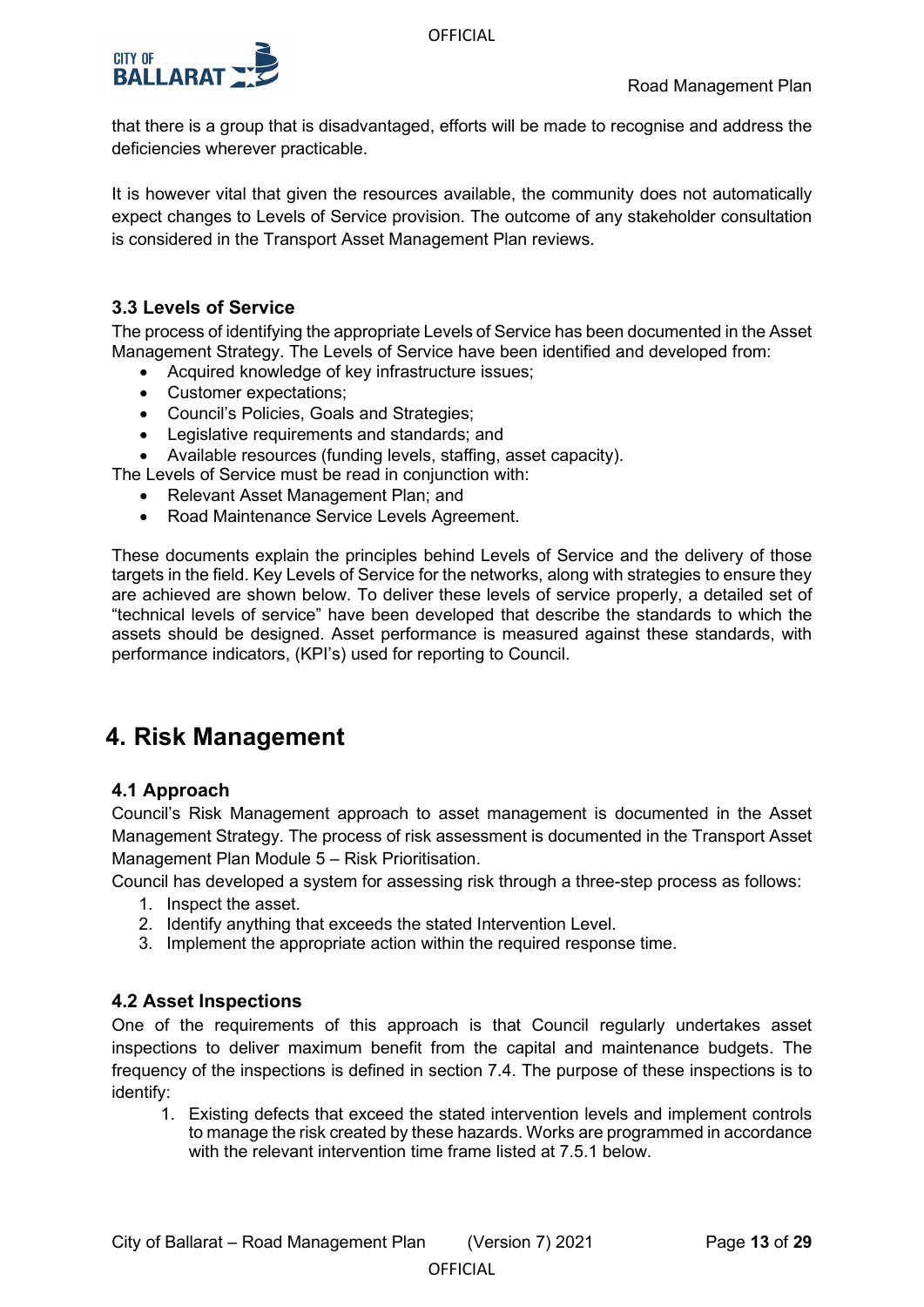that there is a group that is disadvantaged, efforts will be made to recognise and address the deficiencies wherever practicable.

It is however vital that given the resources available, the community does not automatically expect changes to Levels of Service provision. The outcome of any stakeholder consultation is considered in the Transport Asset Management Plan reviews.

### 3.3 Levels of Service

The process of identifying the appropriate Levels of Service has been documented in the Asset Management Strategy. The Levels of Service have been identified and developed from:

- Acquired knowledge of key infrastructure issues;
- Customer expectations;
- Council's Policies, Goals and Strategies;
- Legislative requirements and standards; and
- Available resources (funding levels, staffing, asset capacity).

The Levels of Service must be read in conjunction with:

- Relevant Asset Management Plan; and
- Road Maintenance Service Levels Agreement.

These documents explain the principles behind Levels of Service and the delivery of those targets in the field. Key Levels of Service for the networks, along with strategies to ensure they are achieved are shown below. To deliver these levels of service properly, a detailed set of "technical levels of service" have been developed that describe the standards to which the assets should be designed. Asset performance is measured against these standards, with performance indicators, (KPI's) used for reporting to Council.

## 4. Risk Management

### 4.1 Approach

Council's Risk Management approach to asset management is documented in the Asset Management Strategy. The process of risk assessment is documented in the Transport Asset Management Plan Module 5 – Risk Prioritisation.

Council has developed a system for assessing risk through a three-step process as follows:

1. Inspect the asset.
2. Identify anything that exceeds the stated Intervention Level.
3. Implement the appropriate action within the required response time.

### 4.2 Asset Inspections

One of the requirements of this approach is that Council regularly undertakes asset inspections to deliver maximum benefit from the capital and maintenance budgets. The frequency of the inspections is defined in section 7.4. The purpose of these inspections is to identify:

1. Existing defects that exceed the stated intervention levels and implement controls to manage the risk created by these hazards. Works are programmed in accordance with the relevant intervention time frame listed at 7.5.1 below.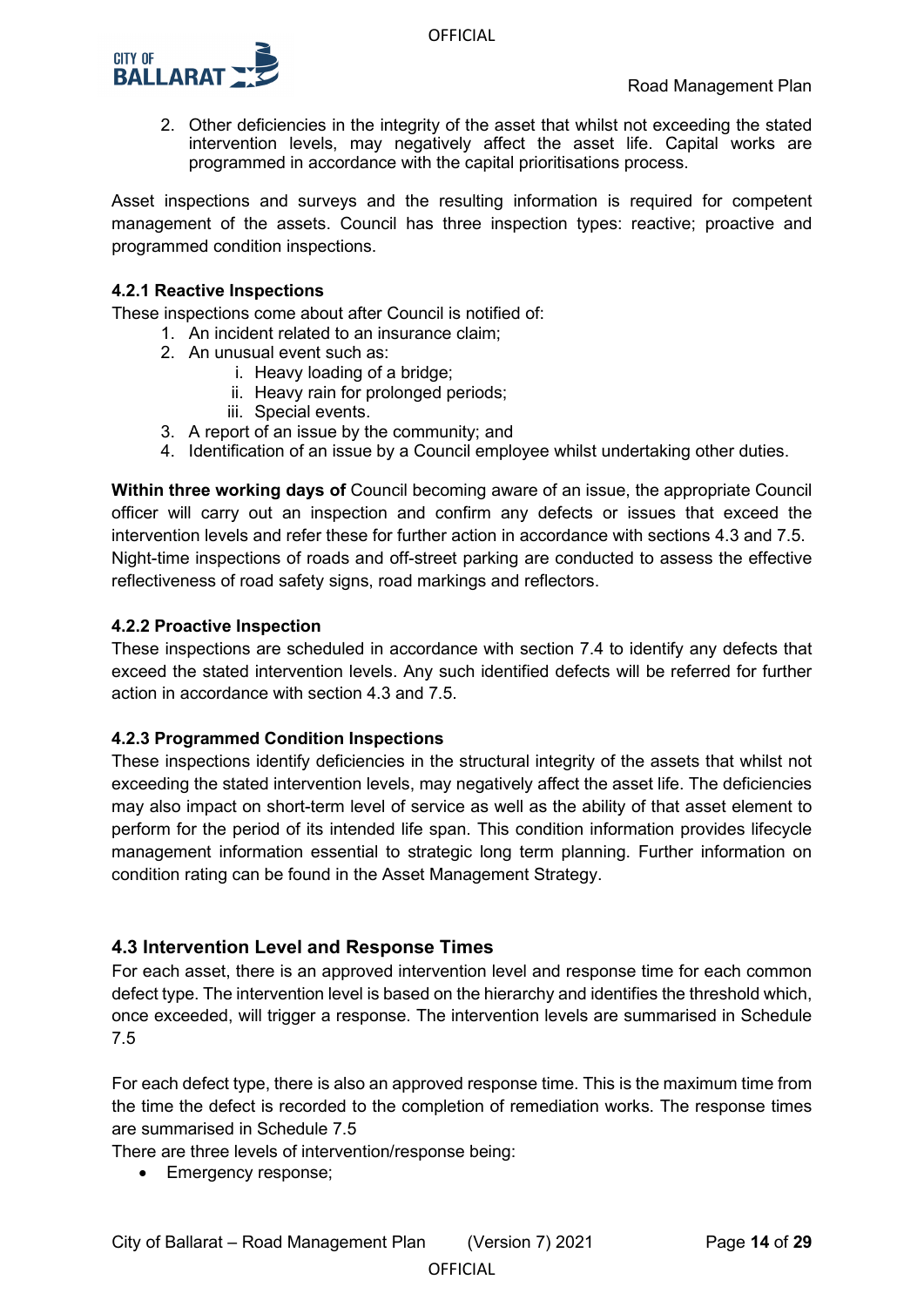2. Other deficiencies in the integrity of the asset that whilst not exceeding the stated intervention levels, may negatively affect the asset life. Capital works are programmed in accordance with the capital prioritisations process.

Asset inspections and surveys and the resulting information is required for competent management of the assets. Council has three inspection types: reactive; proactive and programmed condition inspections.

#### 4.2.1 Reactive Inspections

These inspections come about after Council is notified of:

1. An incident related to an insurance claim;
2. An unusual event such as:
   1. Heavy loading of a bridge;
   2. Heavy rain for prolonged periods;
   3. Special events.
3. A report of an issue by the community; and
4. Identification of an issue by a Council employee whilst undertaking other duties.

**Within three working days of** Council becoming aware of an issue, the appropriate Council officer will carry out an inspection and confirm any defects or issues that exceed the intervention levels and refer these for further action in accordance with sections 4.3 and 7.5. Night-time inspections of roads and off-street parking are conducted to assess the effective reflectiveness of road safety signs, road markings and reflectors.

#### 4.2.2 Proactive Inspection

These inspections are scheduled in accordance with section 7.4 to identify any defects that exceed the stated intervention levels. Any such identified defects will be referred for further action in accordance with section 4.3 and 7.5.

#### 4.2.3 Programmed Condition Inspections

These inspections identify deficiencies in the structural integrity of the assets that whilst not exceeding the stated intervention levels, may negatively affect the asset life. The deficiencies may also impact on short-term level of service as well as the ability of that asset element to perform for the period of its intended life span. This condition information provides lifecycle management information essential to strategic long term planning. Further information on condition rating can be found in the Asset Management Strategy.

### 4.3 Intervention Level and Response Times

For each asset, there is an approved intervention level and response time for each common defect type. The intervention level is based on the hierarchy and identifies the threshold which, once exceeded, will trigger a response. The intervention levels are summarised in Schedule 7.5

For each defect type, there is also an approved response time. This is the maximum time from the time the defect is recorded to the completion of remediation works. The response times are summarised in Schedule 7.5

There are three levels of intervention/response being:

- Emergency response;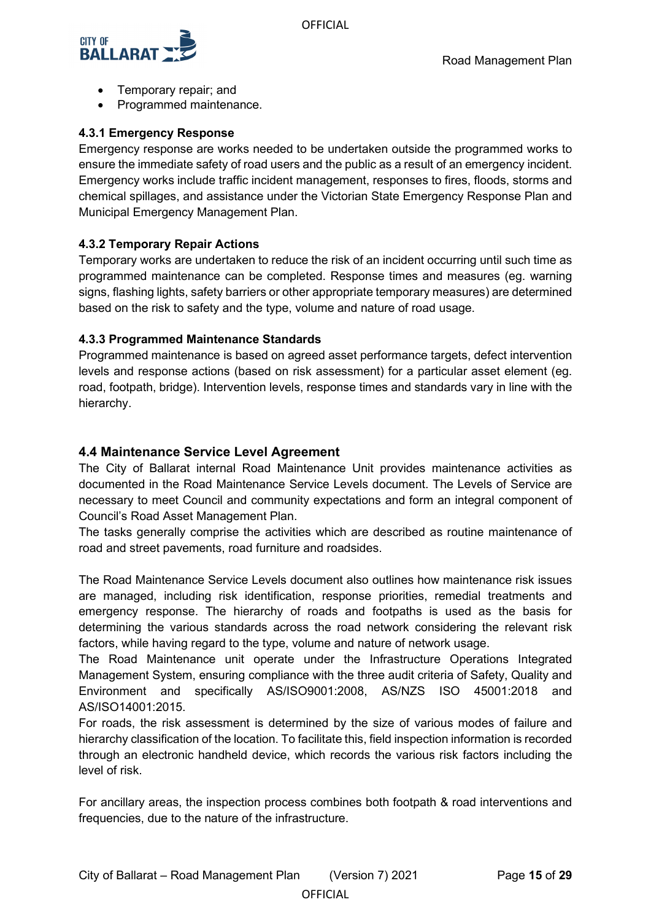- Temporary repair; and
- Programmed maintenance.

#### 4.3.1 Emergency Response

Emergency response are works needed to be undertaken outside the programmed works to ensure the immediate safety of road users and the public as a result of an emergency incident. Emergency works include traffic incident management, responses to fires, floods, storms and chemical spillages, and assistance under the Victorian State Emergency Response Plan and Municipal Emergency Management Plan.

#### 4.3.2 Temporary Repair Actions

Temporary works are undertaken to reduce the risk of an incident occurring until such time as programmed maintenance can be completed. Response times and measures (eg. warning signs, flashing lights, safety barriers or other appropriate temporary measures) are determined based on the risk to safety and the type, volume and nature of road usage.

#### 4.3.3 Programmed Maintenance Standards

Programmed maintenance is based on agreed asset performance targets, defect intervention levels and response actions (based on risk assessment) for a particular asset element (eg. road, footpath, bridge). Intervention levels, response times and standards vary in line with the hierarchy.

### 4.4 Maintenance Service Level Agreement

The City of Ballarat internal Road Maintenance Unit provides maintenance activities as documented in the Road Maintenance Service Levels document. The Levels of Service are necessary to meet Council and community expectations and form an integral component of Council's Road Asset Management Plan.

The tasks generally comprise the activities which are described as routine maintenance of road and street pavements, road furniture and roadsides.

The Road Maintenance Service Levels document also outlines how maintenance risk issues are managed, including risk identification, response priorities, remedial treatments and emergency response. The hierarchy of roads and footpaths is used as the basis for determining the various standards across the road network considering the relevant risk factors, while having regard to the type, volume and nature of network usage.

The Road Maintenance unit operate under the Infrastructure Operations Integrated Management System, ensuring compliance with the three audit criteria of Safety, Quality and Environment and specifically AS/ISO9001:2008, AS/NZS ISO 45001:2018 and AS/ISO14001:2015.

For roads, the risk assessment is determined by the size of various modes of failure and hierarchy classification of the location. To facilitate this, field inspection information is recorded through an electronic handheld device, which records the various risk factors including the level of risk.

For ancillary areas, the inspection process combines both footpath & road interventions and frequencies, due to the nature of the infrastructure.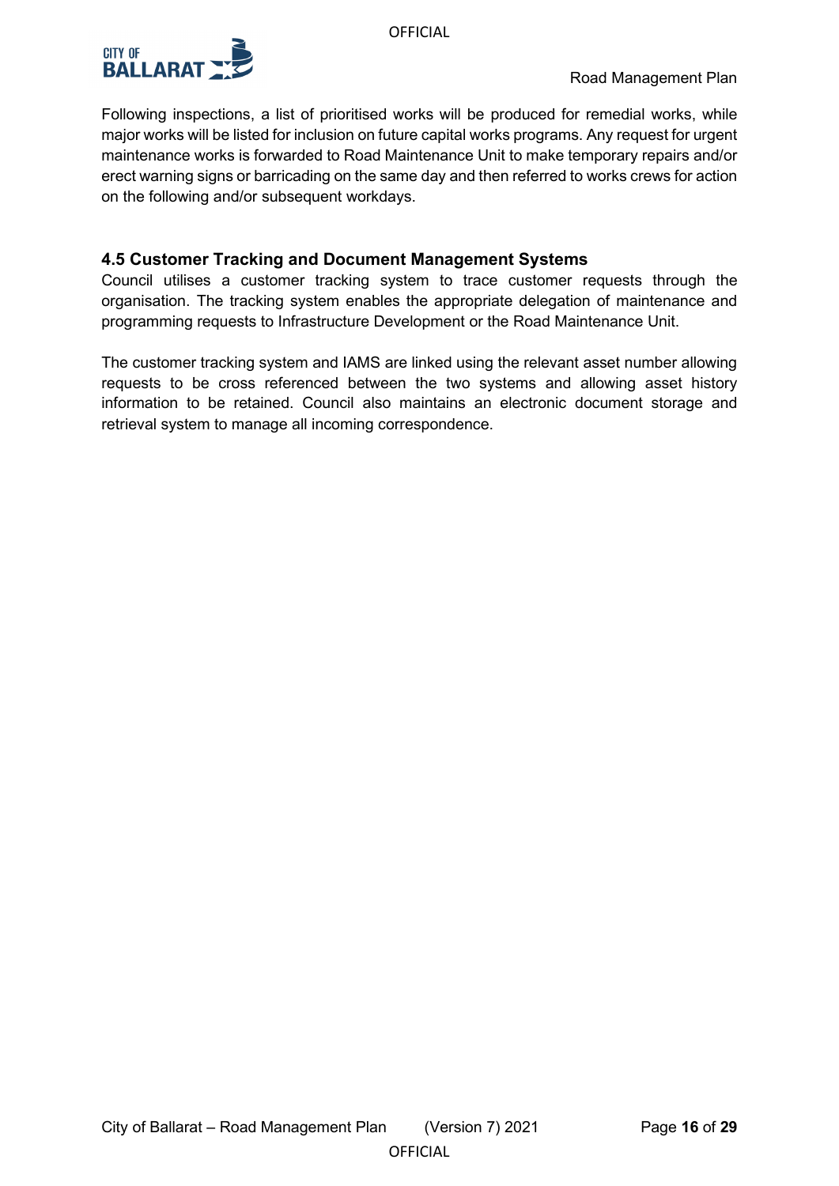Following inspections, a list of prioritised works will be produced for remedial works, while major works will be listed for inclusion on future capital works programs. Any request for urgent maintenance works is forwarded to Road Maintenance Unit to make temporary repairs and/or erect warning signs or barricading on the same day and then referred to works crews for action on the following and/or subsequent workdays.

### 4.5 Customer Tracking and Document Management Systems

Council utilises a customer tracking system to trace customer requests through the organisation. The tracking system enables the appropriate delegation of maintenance and programming requests to Infrastructure Development or the Road Maintenance Unit.

The customer tracking system and IAMS are linked using the relevant asset number allowing requests to be cross referenced between the two systems and allowing asset history information to be retained. Council also maintains an electronic document storage and retrieval system to manage all incoming correspondence.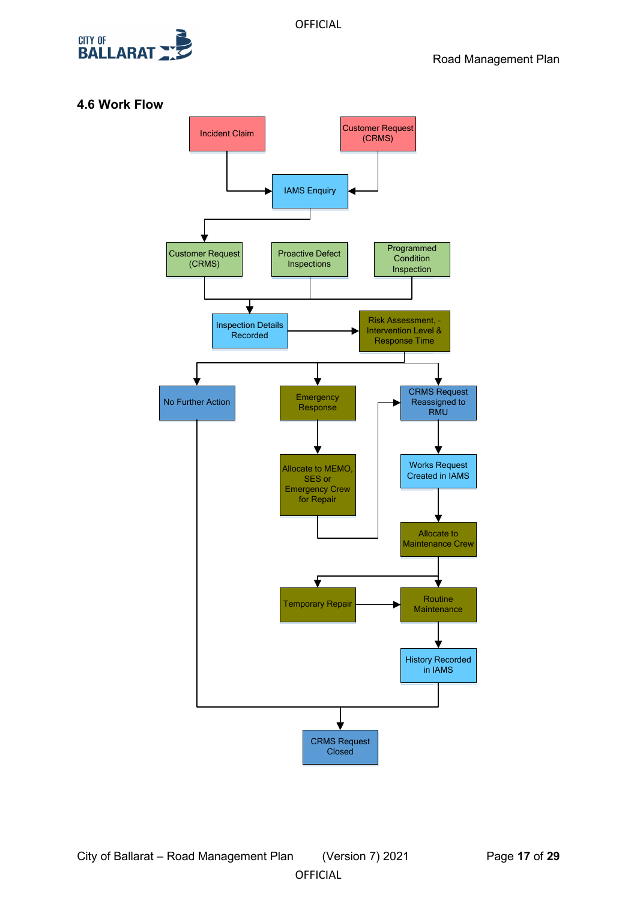## 4.6 Work Flow

Incident Claim

Customer Request (CRMS)

IAMS Enquiry

Customer Request (CRMS)

Proactive Defect Inspections

Programmed Condition Inspection

Inspection Details Recorded

Risk Assessment, - Intervention Level & Response Time

No Further Action

Emergency Response

CRMS Request Reassigned to RMU

Allocate to MEMO, SES or Emergency Crew for Repair

Works Request Created in IAMS

Allocate to Maintenance Crew

Temporary Repair

Routine Maintenance

History Recorded in IAMS

CRMS Request Closed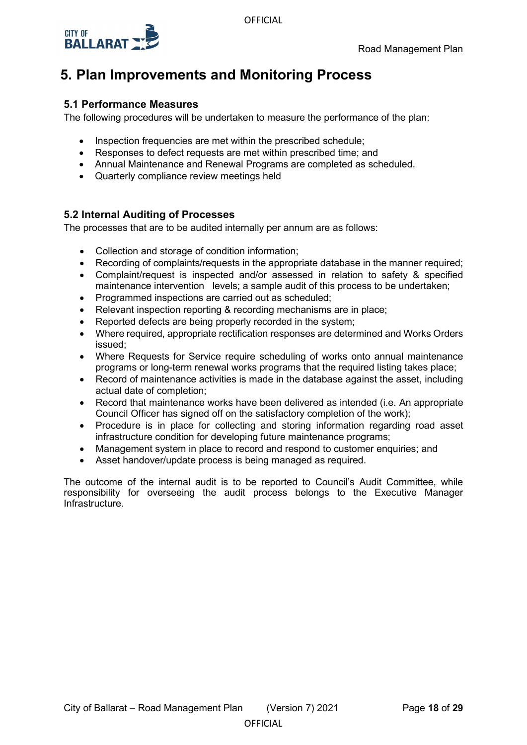# 5. Plan Improvements and Monitoring Process

## 5.1 Performance Measures

The following procedures will be undertaken to measure the performance of the plan:

- Inspection frequencies are met within the prescribed schedule;
- Responses to defect requests are met within prescribed time; and
- Annual Maintenance and Renewal Programs are completed as scheduled.
- Quarterly compliance review meetings held

## 5.2 Internal Auditing of Processes

The processes that are to be audited internally per annum are as follows:

- Collection and storage of condition information;
- Recording of complaints/requests in the appropriate database in the manner required;
- Complaint/request is inspected and/or assessed in relation to safety & specified maintenance intervention levels; a sample audit of this process to be undertaken;
- Programmed inspections are carried out as scheduled;
- Relevant inspection reporting & recording mechanisms are in place;
- Reported defects are being properly recorded in the system;
- Where required, appropriate rectification responses are determined and Works Orders issued;
- Where Requests for Service require scheduling of works onto annual maintenance programs or long-term renewal works programs that the required listing takes place;
- Record of maintenance activities is made in the database against the asset, including actual date of completion;
- Record that maintenance works have been delivered as intended (i.e. An appropriate Council Officer has signed off on the satisfactory completion of the work);
- Procedure is in place for collecting and storing information regarding road asset infrastructure condition for developing future maintenance programs;
- Management system in place to record and respond to customer enquiries; and
- Asset handover/update process is being managed as required.

The outcome of the internal audit is to be reported to Council's Audit Committee, while responsibility for overseeing the audit process belongs to the Executive Manager Infrastructure.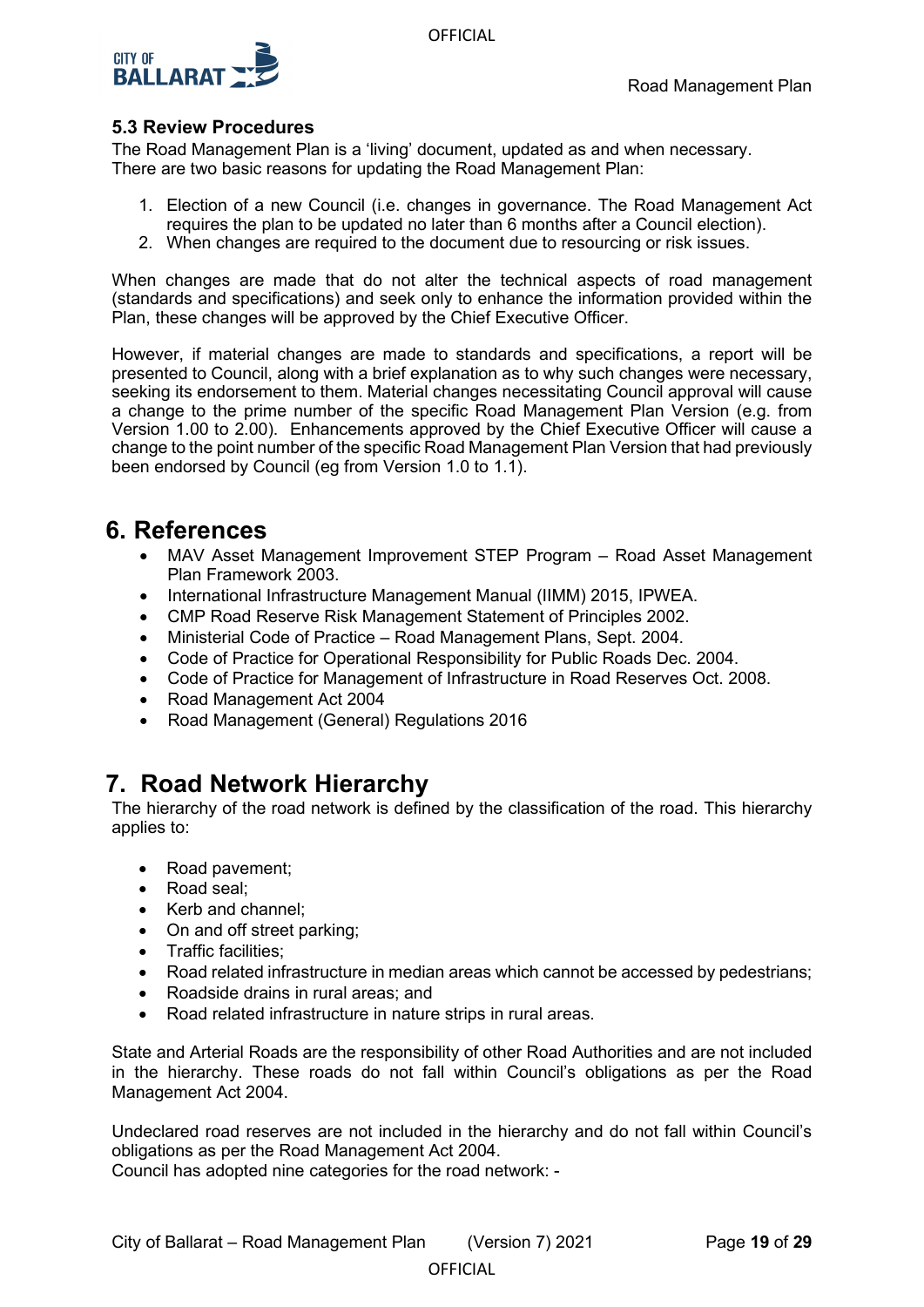### 5.3 Review Procedures

The Road Management Plan is a 'living' document, updated as and when necessary. There are two basic reasons for updating the Road Management Plan:

1. Election of a new Council (i.e. changes in governance. The Road Management Act requires the plan to be updated no later than 6 months after a Council election).
2. When changes are required to the document due to resourcing or risk issues.

When changes are made that do not alter the technical aspects of road management (standards and specifications) and seek only to enhance the information provided within the Plan, these changes will be approved by the Chief Executive Officer.

However, if material changes are made to standards and specifications, a report will be presented to Council, along with a brief explanation as to why such changes were necessary, seeking its endorsement to them. Material changes necessitating Council approval will cause a change to the prime number of the specific Road Management Plan Version (e.g. from Version 1.00 to 2.00). Enhancements approved by the Chief Executive Officer will cause a change to the point number of the specific Road Management Plan Version that had previously been endorsed by Council (eg from Version 1.0 to 1.1).

# 6. References

- MAV Asset Management Improvement STEP Program – Road Asset Management Plan Framework 2003.
- International Infrastructure Management Manual (IIMM) 2015, IPWEA.
- CMP Road Reserve Risk Management Statement of Principles 2002.
- Ministerial Code of Practice – Road Management Plans, Sept. 2004.
- Code of Practice for Operational Responsibility for Public Roads Dec. 2004.
- Code of Practice for Management of Infrastructure in Road Reserves Oct. 2008.
- Road Management Act 2004
- Road Management (General) Regulations 2016

# 7. Road Network Hierarchy

The hierarchy of the road network is defined by the classification of the road. This hierarchy applies to:

- Road pavement;
- Road seal;
- Kerb and channel;
- On and off street parking;
- Traffic facilities;
- Road related infrastructure in median areas which cannot be accessed by pedestrians;
- Roadside drains in rural areas; and
- Road related infrastructure in nature strips in rural areas.

State and Arterial Roads are the responsibility of other Road Authorities and are not included in the hierarchy. These roads do not fall within Council's obligations as per the Road Management Act 2004.

Undeclared road reserves are not included in the hierarchy and do not fall within Council's obligations as per the Road Management Act 2004.
Council has adopted nine categories for the road network: -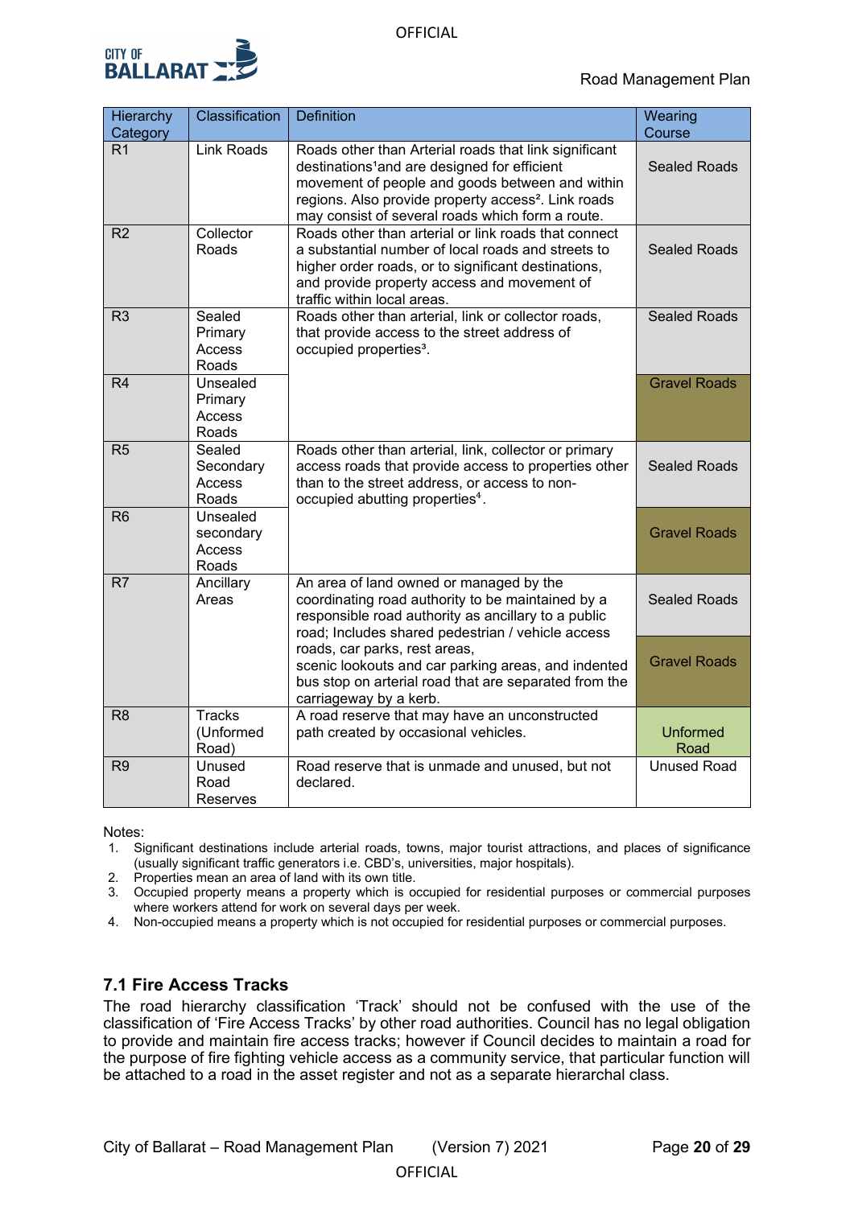| Hierarchy Category | Classification | Definition | Wearing Course |
|---|---|---|---|
| R1 | Link Roads | Roads other than Arterial roads that link significant destinations[1] and are designed for efficient movement of people and goods between and within regions. Also provide property access[2]. Link roads may consist of several roads which form a route. | Sealed Roads |
| R2 | Collector Roads | Roads other than arterial or link roads that connect a substantial number of local roads and streets to higher order roads, or to significant destinations, and provide property access and movement of traffic within local areas. | Sealed Roads |
| R3 | Sealed Primary Access Roads | Roads other than arterial, link or collector roads, that provide access to the street address of occupied properties[3]. | Sealed Roads |
| R4 | Unsealed Primary Access Roads | | Gravel Roads |
| R5 | Sealed Secondary Access Roads | Roads other than arterial, link, collector or primary access roads that provide access to properties other than to the street address, or access to non-occupied abutting properties[4]. | Sealed Roads |
| R6 | Unsealed secondary Access Roads | | Gravel Roads |
| R7 | Ancillary Areas | An area of land owned or managed by the coordinating road authority to be maintained by a responsible road authority as ancillary to a public road; Includes shared pedestrian / vehicle access roads, car parks, rest areas, scenic lookouts and car parking areas, and indented bus stop on arterial road that are separated from the carriageway by a kerb. | Sealed Roads<br>Gravel Roads |
| R8 | Tracks (Unformed Road) | A road reserve that may have an unconstructed path created by occasional vehicles. | Unformed Road |
| R9 | Unused Road Reserves | Road reserve that is unmade and unused, but not declared. | Unused Road |

Notes:

1. Significant destinations include arterial roads, towns, major tourist attractions, and places of significance (usually significant traffic generators i.e. CBD's, universities, major hospitals).
2. Properties mean an area of land with its own title.
3. Occupied property means a property which is occupied for residential purposes or commercial purposes where workers attend for work on several days per week.
4. Non-occupied means a property which is not occupied for residential purposes or commercial purposes.

## 7.1 Fire Access Tracks

The road hierarchy classification 'Track' should not be confused with the use of the classification of 'Fire Access Tracks' by other road authorities. Council has no legal obligation to provide and maintain fire access tracks; however if Council decides to maintain a road for the purpose of fire fighting vehicle access as a community service, that particular function will be attached to a road in the asset register and not as a separate hierarchal class.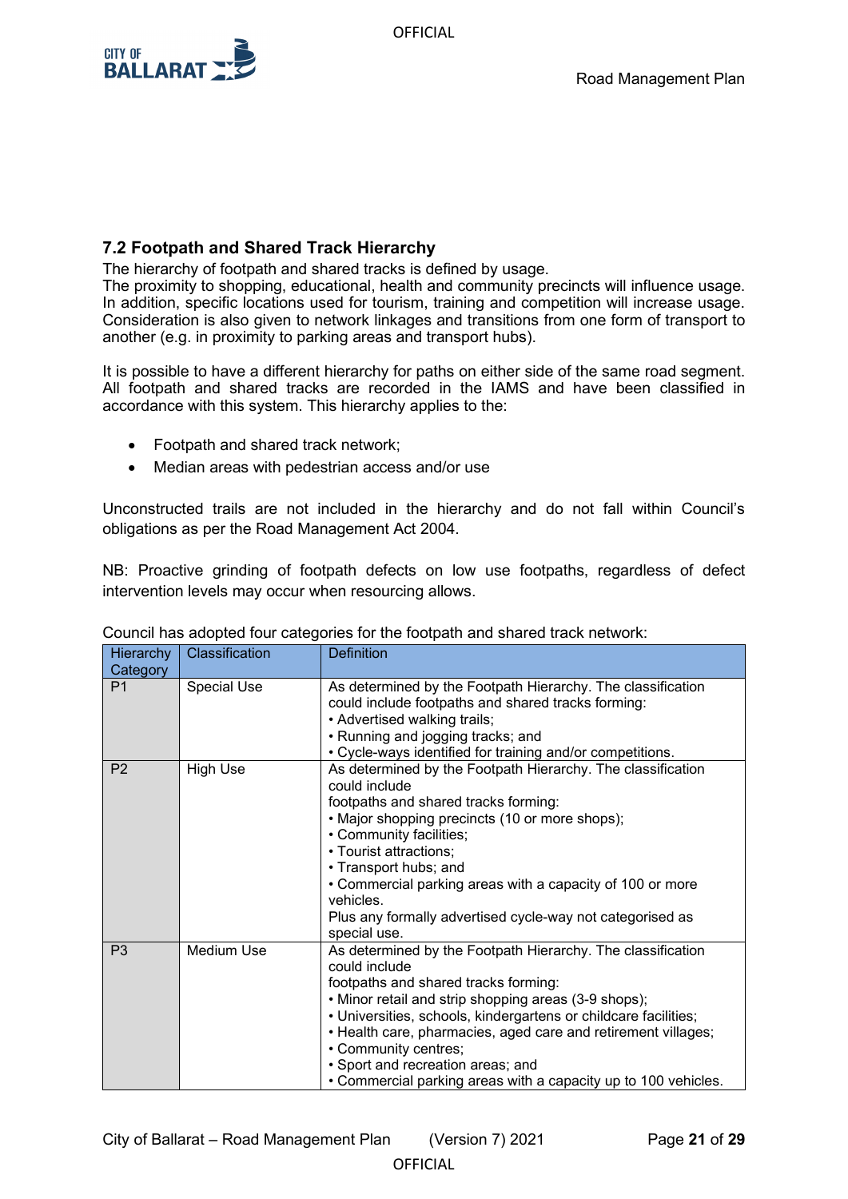## 7.2 Footpath and Shared Track Hierarchy

The hierarchy of footpath and shared tracks is defined by usage.
The proximity to shopping, educational, health and community precincts will influence usage. In addition, specific locations used for tourism, training and competition will increase usage. Consideration is also given to network linkages and transitions from one form of transport to another (e.g. in proximity to parking areas and transport hubs).

It is possible to have a different hierarchy for paths on either side of the same road segment. All footpath and shared tracks are recorded in the IAMS and have been classified in accordance with this system. This hierarchy applies to the:

- Footpath and shared track network;
- Median areas with pedestrian access and/or use

Unconstructed trails are not included in the hierarchy and do not fall within Council's obligations as per the Road Management Act 2004.

NB: Proactive grinding of footpath defects on low use footpaths, regardless of defect intervention levels may occur when resourcing allows.

Council has adopted four categories for the footpath and shared track network:

| Hierarchy Category | Classification | Definition |
|---|---|---|
| P1 | Special Use | As determined by the Footpath Hierarchy. The classification could include footpaths and shared tracks forming:<br>• Advertised walking trails;<br>• Running and jogging tracks; and<br>• Cycle-ways identified for training and/or competitions. |
| P2 | High Use | As determined by the Footpath Hierarchy. The classification could include<br>footpaths and shared tracks forming:<br>• Major shopping precincts (10 or more shops);<br>• Community facilities;<br>• Tourist attractions;<br>• Transport hubs; and<br>• Commercial parking areas with a capacity of 100 or more vehicles.<br>Plus any formally advertised cycle-way not categorised as special use. |
| P3 | Medium Use | As determined by the Footpath Hierarchy. The classification could include<br>footpaths and shared tracks forming:<br>• Minor retail and strip shopping areas (3-9 shops);<br>• Universities, schools, kindergartens or childcare facilities;<br>• Health care, pharmacies, aged care and retirement villages;<br>• Community centres;<br>• Sport and recreation areas; and<br>• Commercial parking areas with a capacity up to 100 vehicles. |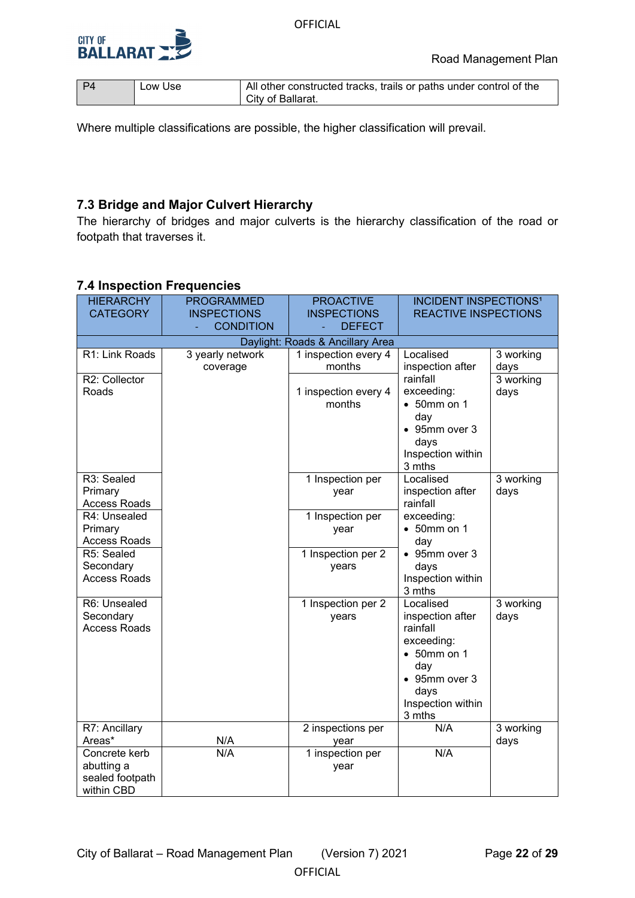| P4 | Low Use | All other constructed tracks, trails or paths under control of the City of Ballarat. |
|---|---|---|

Where multiple classifications are possible, the higher classification will prevail.

### 7.3 Bridge and Major Culvert Hierarchy

The hierarchy of bridges and major culverts is the hierarchy classification of the road or footpath that traverses it.

### 7.4 Inspection Frequencies

| HIERARCHY CATEGORY | PROGRAMMED INSPECTIONS - CONDITION | PROACTIVE INSPECTIONS - DEFECT | INCIDENT INSPECTIONS¹ | REACTIVE INSPECTIONS |
|---|---|---|---|---|
| Daylight: Roads & Ancillary Area | | | | |
| R1: Link Roads | 3 yearly network coverage | 1 inspection every 4 months | Localised inspection after rainfall exceeding: • 50mm on 1 day • 95mm over 3 days Inspection within 3 mths | 3 working days |
| R2: Collector Roads | | 1 inspection every 4 months | | 3 working days |
| R3: Sealed Primary Access Roads | | 1 Inspection per year | Localised inspection after rainfall exceeding: • 50mm on 1 day • 95mm over 3 days Inspection within 3 mths | 3 working days |
| R4: Unsealed Primary Access Roads | | 1 Inspection per year | | |
| R5: Sealed Secondary Access Roads | | 1 Inspection per 2 years | | |
| R6: Unsealed Secondary Access Roads | | 1 Inspection per 2 years | Localised inspection after rainfall exceeding: • 50mm on 1 day • 95mm over 3 days Inspection within 3 mths | 3 working days |
| R7: Ancillary Areas* | N/A | 2 inspections per year | N/A | 3 working days |
| Concrete kerb abutting a sealed footpath within CBD | N/A | 1 inspection per year | N/A | |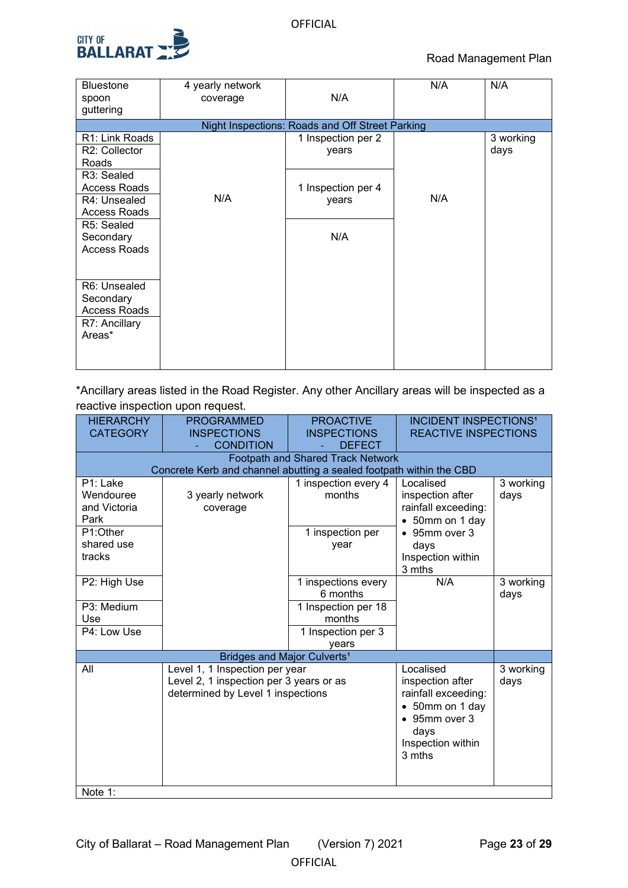| | | | | |
|---|---|---|---|---|
| Bluestone spoon guttering | 4 yearly network coverage | N/A | N/A | N/A |
| Night Inspections: Roads and Off Street Parking | | | | |
| R1: Link Roads | N/A | 1 Inspection per 2 years | N/A | 3 working days |
| R2: Collector Roads | | | | |
| R3: Sealed Access Roads | | 1 Inspection per 4 years | | |
| R4: Unsealed Access Roads | | | | |
| R5: Sealed Secondary Access Roads | | N/A | | |
| R6: Unsealed Secondary Access Roads | | | | |
| R7: Ancillary Areas* | | | | |

*Ancillary areas listed in the Road Register. Any other Ancillary areas will be inspected as a reactive inspection upon request.

| HIERARCHY CATEGORY | PROGRAMMED INSPECTIONS - CONDITION | PROACTIVE INSPECTIONS - DEFECT | INCIDENT INSPECTIONS[1] REACTIVE INSPECTIONS | |
|---|---|---|---|---|
| Footpath and Shared Track Network<br>Concrete Kerb and channel abutting a sealed footpath within the CBD | | | | |
| P1: Lake Wendouree and Victoria Park | 3 yearly network coverage | 1 inspection every 4 months | Localised inspection after rainfall exceeding:<br>• 50mm on 1 day<br>• 95mm over 3 days<br>Inspection within 3 mths | 3 working days |
| P1:Other shared use tracks | | 1 inspection per year | | |
| P2: High Use | | 1 inspections every 6 months | N/A | 3 working days |
| P3: Medium Use | | 1 Inspection per 18 months | | |
| P4: Low Use | | 1 Inspection per 3 years | | |
| Bridges and Major Culverts[1] | | | | |
| All | Level 1, 1 Inspection per year<br>Level 2, 1 inspection per 3 years or as determined by Level 1 inspections | | Localised inspection after rainfall exceeding:<br>• 50mm on 1 day<br>• 95mm over 3 days<br>Inspection within 3 mths | 3 working days |
| Note 1: | | | | |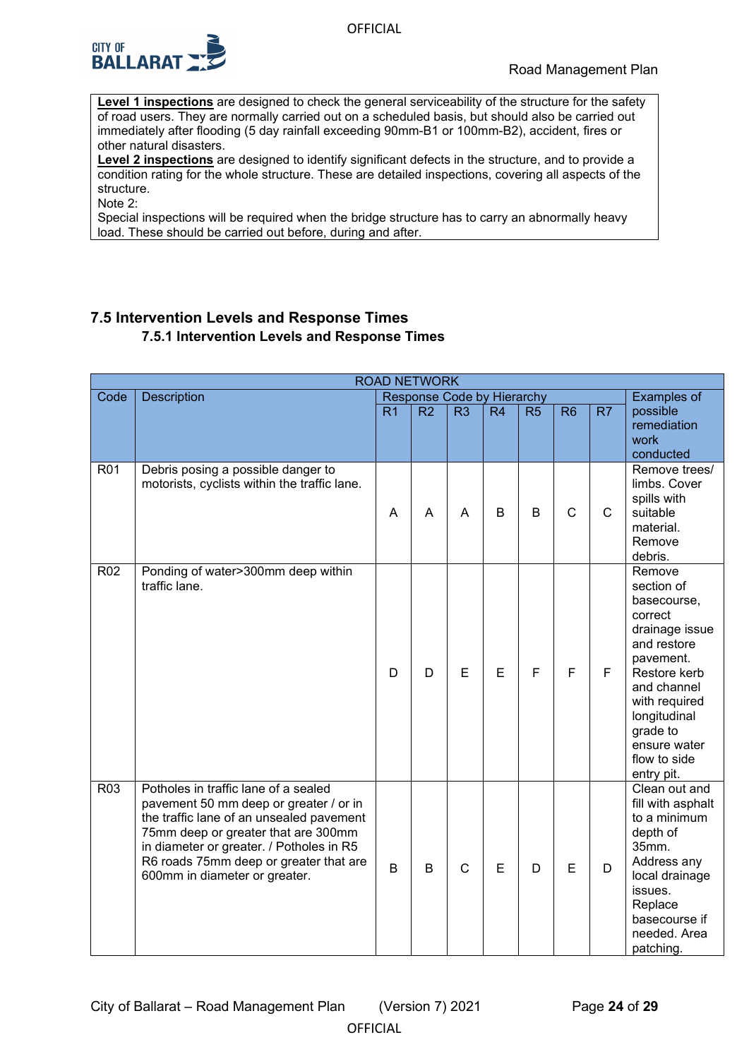**Level 1 inspections** are designed to check the general serviceability of the structure for the safety of road users. They are normally carried out on a scheduled basis, but should also be carried out immediately after flooding (5 day rainfall exceeding 90mm-B1 or 100mm-B2), accident, fires or other natural disasters.

**Level 2 inspections** are designed to identify significant defects in the structure, and to provide a condition rating for the whole structure. These are detailed inspections, covering all aspects of the structure.

Note 2:

Special inspections will be required when the bridge structure has to carry an abnormally heavy load. These should be carried out before, during and after.

## 7.5 Intervention Levels and Response Times

### 7.5.1 Intervention Levels and Response Times

| ROAD NETWORK | | | | | | | | | |
|---|---|---|---|---|---|---|---|---|---|
| Code | Description | Response Code by Hierarchy | | | | | | | Examples of possible remediation work conducted |
| | | R1 | R2 | R3 | R4 | R5 | R6 | R7 | |
| R01 | Debris posing a possible danger to motorists, cyclists within the traffic lane. | A | A | A | B | B | C | C | Remove trees/ limbs. Cover spills with suitable material. Remove debris. |
| R02 | Ponding of water>300mm deep within traffic lane. | D | D | E | E | F | F | F | Remove section of basecourse, correct drainage issue and restore pavement. Restore kerb and channel with required longitudinal grade to ensure water flow to side entry pit. |
| R03 | Potholes in traffic lane of a sealed pavement 50 mm deep or greater / or in the traffic lane of an unsealed pavement 75mm deep or greater that are 300mm in diameter or greater. / Potholes in R5 R6 roads 75mm deep or greater that are 600mm in diameter or greater. | B | B | C | E | D | E | D | Clean out and fill with asphalt to a minimum depth of 35mm. Address any local drainage issues. Replace basecourse if needed. Area patching. |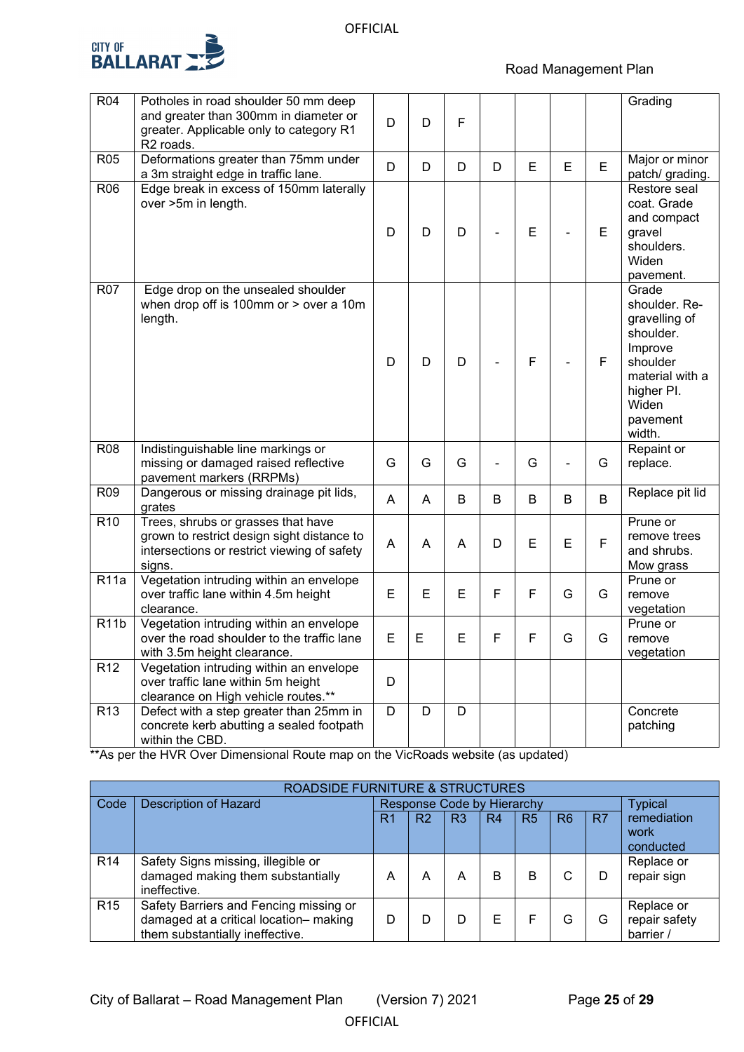| | | | | | | | | | |
|---|---|---|---|---|---|---|---|---|---|
| R04 | Potholes in road shoulder 50 mm deep and greater than 300mm in diameter or greater. Applicable only to category R1 R2 roads. | D | D | F | | | | | Grading |
| R05 | Deformations greater than 75mm under a 3m straight edge in traffic lane. | D | D | D | D | E | E | E | Major or minor patch/ grading. |
| R06 | Edge break in excess of 150mm laterally over >5m in length. | D | D | D | - | E | - | E | Restore seal coat. Grade and compact gravel shoulders. Widen pavement. |
| R07 | Edge drop on the unsealed shoulder when drop off is 100mm or > over a 10m length. | D | D | D | - | F | - | F | Grade shoulder. Re-gravelling of shoulder. Improve shoulder material with a higher PI. Widen pavement width. |
| R08 | Indistinguishable line markings or missing or damaged raised reflective pavement markers (RRPMs) | G | G | G | - | G | - | G | Repaint or replace. |
| R09 | Dangerous or missing drainage pit lids, grates | A | A | B | B | B | B | B | Replace pit lid |
| R10 | Trees, shrubs or grasses that have grown to restrict design sight distance to intersections or restrict viewing of safety signs. | A | A | A | D | E | E | F | Prune or remove trees and shrubs. Mow grass |
| R11a | Vegetation intruding within an envelope over traffic lane within 4.5m height clearance. | E | E | E | F | F | G | G | Prune or remove vegetation |
| R11b | Vegetation intruding within an envelope over the road shoulder to the traffic lane with 3.5m height clearance. | E | E | E | F | F | G | G | Prune or remove vegetation |
| R12 | Vegetation intruding within an envelope over traffic lane within 5m height clearance on High vehicle routes.** | D | | | | | | | |
| R13 | Defect with a step greater than 25mm in concrete kerb abutting a sealed footpath within the CBD. | D | D | D | | | | | Concrete patching |

**As per the HVR Over Dimensional Route map on the VicRoads website (as updated)

| ROADSIDE FURNITURE & STRUCTURES | | | | | | | | | |
|---|---|---|---|---|---|---|---|---|---|
| Code | Description of Hazard | Response Code by Hierarchy | | | | | | | Typical remediation work conducted |
| | | R1 | R2 | R3 | R4 | R5 | R6 | R7 | |
| R14 | Safety Signs missing, illegible or damaged making them substantially ineffective. | A | A | A | B | B | C | D | Replace or repair sign |
| R15 | Safety Barriers and Fencing missing or damaged at a critical location– making them substantially ineffective. | D | D | D | E | F | G | G | Replace or repair safety barrier / |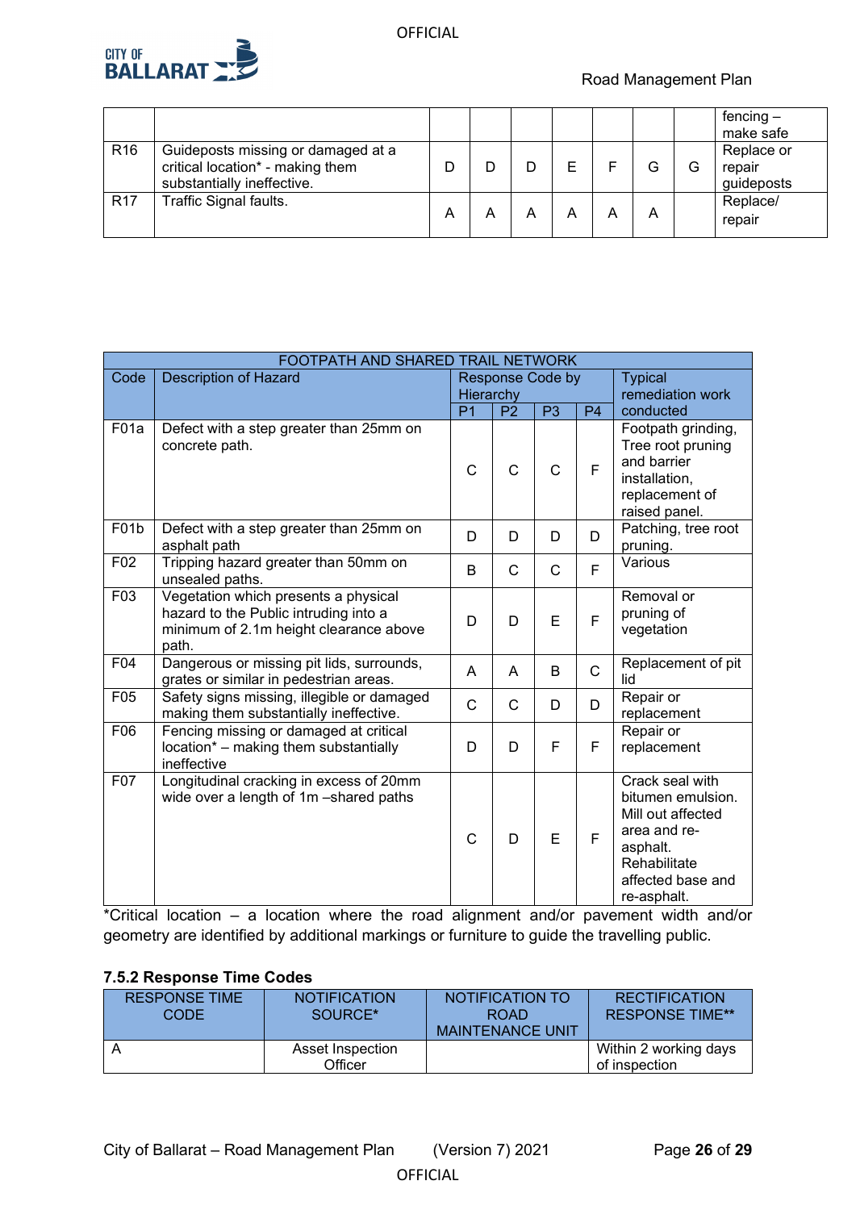| | | | | | | | | | fencing – make safe |
|---|---|---|---|---|---|---|---|---|---|
| R16 | Guideposts missing or damaged at a critical location* - making them substantially ineffective. | D | D | D | E | F | G | G | Replace or repair guideposts |
| R17 | Traffic Signal faults. | A | A | A | A | A | A | | Replace/ repair |

| FOOTPATH AND SHARED TRAIL NETWORK | | | | | | |
|---|---|---|---|---|---|---|
| Code | Description of Hazard | Response Code by Hierarchy | | | | Typical remediation work conducted |
| | | P1 | P2 | P3 | P4 | |
| F01a | Defect with a step greater than 25mm on concrete path. | C | C | C | F | Footpath grinding, Tree root pruning and barrier installation, replacement of raised panel. |
| F01b | Defect with a step greater than 25mm on asphalt path | D | D | D | D | Patching, tree root pruning. |
| F02 | Tripping hazard greater than 50mm on unsealed paths. | B | C | C | F | Various |
| F03 | Vegetation which presents a physical hazard to the Public intruding into a minimum of 2.1m height clearance above path. | D | D | E | F | Removal or pruning of vegetation |
| F04 | Dangerous or missing pit lids, surrounds, grates or similar in pedestrian areas. | A | A | B | C | Replacement of pit lid |
| F05 | Safety signs missing, illegible or damaged making them substantially ineffective. | C | C | D | D | Repair or replacement |
| F06 | Fencing missing or damaged at critical location* – making them substantially ineffective | D | D | F | F | Repair or replacement |
| F07 | Longitudinal cracking in excess of 20mm wide over a length of 1m –shared paths | C | D | E | F | Crack seal with bitumen emulsion. Mill out affected area and re-asphalt. Rehabilitate affected base and re-asphalt. |

*Critical location – a location where the road alignment and/or pavement width and/or geometry are identified by additional markings or furniture to guide the travelling public.

### 7.5.2 Response Time Codes

| RESPONSE TIME CODE | NOTIFICATION SOURCE* | NOTIFICATION TO ROAD MAINTENANCE UNIT | RECTIFICATION RESPONSE TIME** |
|---|---|---|---|
| A | Asset Inspection Officer | | Within 2 working days of inspection |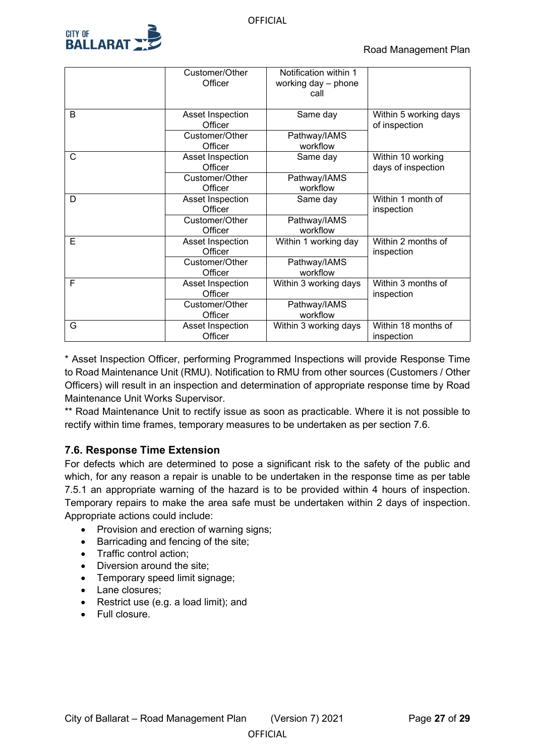| | | | |
|---|---|---|---|
| | Customer/Other Officer | Notification within 1 working day – phone call | |
| B | Asset Inspection Officer | Same day | Within 5 working days of inspection |
| | Customer/Other Officer | Pathway/IAMS workflow | |
| C | Asset Inspection Officer | Same day | Within 10 working days of inspection |
| | Customer/Other Officer | Pathway/IAMS workflow | |
| D | Asset Inspection Officer | Same day | Within 1 month of inspection |
| | Customer/Other Officer | Pathway/IAMS workflow | |
| E | Asset Inspection Officer | Within 1 working day | Within 2 months of inspection |
| | Customer/Other Officer | Pathway/IAMS workflow | |
| F | Asset Inspection Officer | Within 3 working days | Within 3 months of inspection |
| | Customer/Other Officer | Pathway/IAMS workflow | |
| G | Asset Inspection Officer | Within 3 working days | Within 18 months of inspection |

\* Asset Inspection Officer, performing Programmed Inspections will provide Response Time to Road Maintenance Unit (RMU). Notification to RMU from other sources (Customers / Other Officers) will result in an inspection and determination of appropriate response time by Road Maintenance Unit Works Supervisor.

\*\* Road Maintenance Unit to rectify issue as soon as practicable. Where it is not possible to rectify within time frames, temporary measures to be undertaken as per section 7.6.

### 7.6. Response Time Extension

For defects which are determined to pose a significant risk to the safety of the public and which, for any reason a repair is unable to be undertaken in the response time as per table 7.5.1 an appropriate warning of the hazard is to be provided within 4 hours of inspection. Temporary repairs to make the area safe must be undertaken within 2 days of inspection. Appropriate actions could include:

- Provision and erection of warning signs;
- Barricading and fencing of the site;
- Traffic control action;
- Diversion around the site;
- Temporary speed limit signage;
- Lane closures;
- Restrict use (e.g. a load limit); and
- Full closure.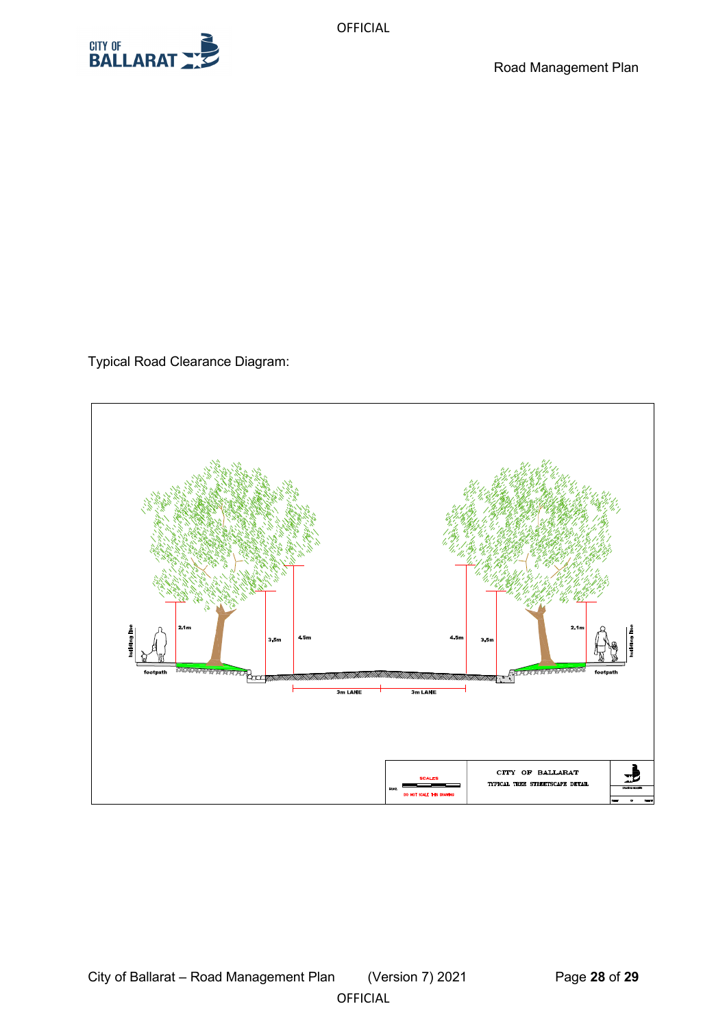Typical Road Clearance Diagram:

building line

2.1m

3.5m

4.5m

footpath

3m LANE

3m LANE

4.5m

3.5m

2.1m

footpath

building line

SCALES

DO NOT SCALE THIS DRAWING

CITY OF BALLARAT

TYPICAL TREE STREETSCAPE DETAIL